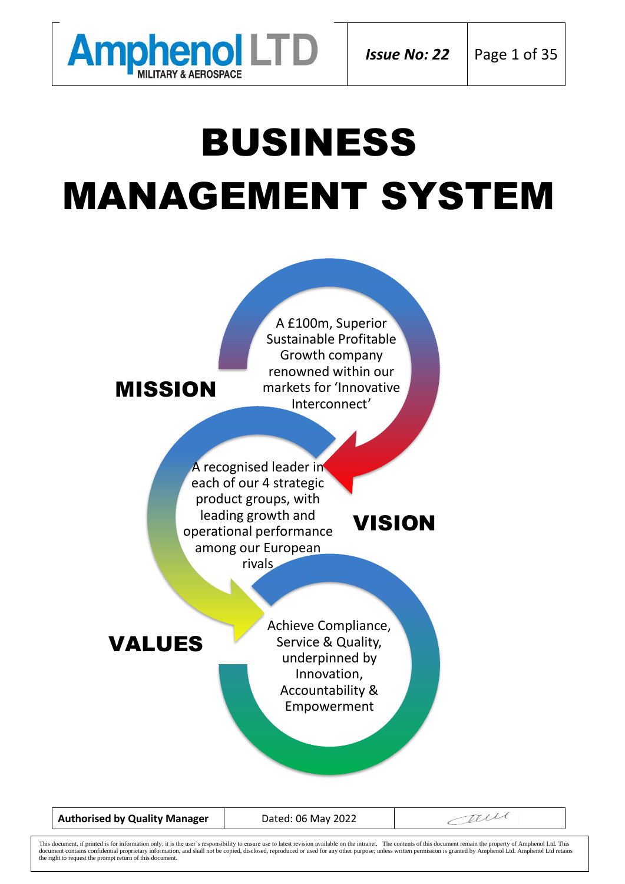# BUSINESS MANAGEMENT SYSTEM

**MISSION**

A £100m, Superior Sustainable Profitable Growth company renowned within our markets for 'Innovative Interconnect'

**VISION**

A recognised leader in each of our 4 strategic product groups, with leading growth and operational performance among our European rivals

**VALUES**

Achieve Compliance, Service & Quality, underpinned by Innovation, Accountability & Empowerment

| **Authorised by Quality Manager** | Dated: 06 May 2022 | |
|---|---|---|

This document, if printed is for information only; it is the user's responsibility to ensure use to latest revision available on the intranet. The contents of this document remain the property of Amphenol Ltd. This document contains confidential proprietary information, and shall not be copied, disclosed, reproduced or used for any other purpose; unless written permission is granted by Amphenol Ltd. Amphenol Ltd retains the right to request the prompt return of this document.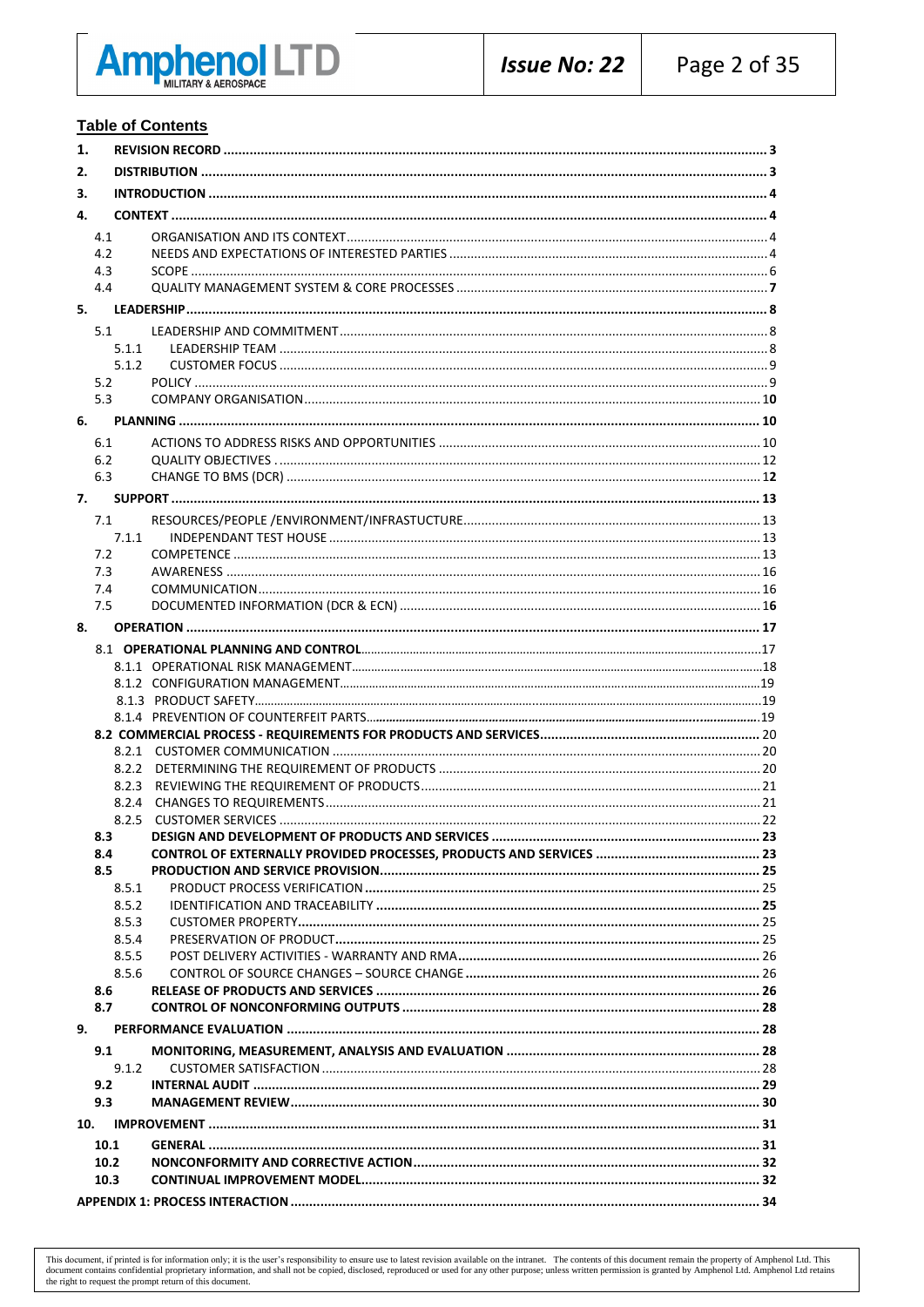## Table of Contents

| | | |
|---|---|---|
| **1.** | **REVISION RECORD** | **3** |
| **2.** | **DISTRIBUTION** | **3** |
| **3.** | **INTRODUCTION** | **4** |
| **4.** | **CONTEXT** | **4** |
| 4.1 | ORGANISATION AND ITS CONTEXT | 4 |
| 4.2 | NEEDS AND EXPECTATIONS OF INTERESTED PARTIES | 4 |
| 4.3 | SCOPE | 6 |
| 4.4 | QUALITY MANAGEMENT SYSTEM & CORE PROCESSES | 7 |
| **5.** | **LEADERSHIP** | **8** |
| 5.1 | LEADERSHIP AND COMMITMENT | 8 |
| 5.1.1 | LEADERSHIP TEAM | 8 |
| 5.1.2 | CUSTOMER FOCUS | 9 |
| 5.2 | POLICY | 9 |
| 5.3 | COMPANY ORGANISATION | 10 |
| **6.** | **PLANNING** | **10** |
| 6.1 | ACTIONS TO ADDRESS RISKS AND OPPORTUNITIES | 10 |
| 6.2 | QUALITY OBJECTIVES | 12 |
| 6.3 | CHANGE TO BMS (DCR) | 12 |
| **7.** | **SUPPORT** | **13** |
| 7.1 | RESOURCES/PEOPLE /ENVIRONMENT/INFRASTUCTURE | 13 |
| 7.1.1 | INDEPENDANT TEST HOUSE | 13 |
| 7.2 | COMPETENCE | 13 |
| 7.3 | AWARENESS | 16 |
| 7.4 | COMMUNICATION | 16 |
| 7.5 | DOCUMENTED INFORMATION (DCR & ECN) | 16 |
| **8.** | **OPERATION** | **17** |
| **8.1** | **OPERATIONAL PLANNING AND CONTROL** | 17 |
| 8.1.1 | OPERATIONAL RISK MANAGEMENT | 18 |
| 8.1.2 | CONFIGURATION MANAGEMENT | 19 |
| 8.1.3 | PRODUCT SAFETY | 19 |
| 8.1.4 | PREVENTION OF COUNTERFEIT PARTS | 19 |
| **8.2** | **COMMERCIAL PROCESS - REQUIREMENTS FOR PRODUCTS AND SERVICES** | 20 |
| 8.2.1 | CUSTOMER COMMUNICATION | 20 |
| 8.2.2 | DETERMINING THE REQUIREMENT OF PRODUCTS | 20 |
| 8.2.3 | REVIEWING THE REQUIREMENT OF PRODUCTS | 21 |
| 8.2.4 | CHANGES TO REQUIREMENTS | 21 |
| 8.2.5 | CUSTOMER SERVICES | 22 |
| **8.3** | **DESIGN AND DEVELOPMENT OF PRODUCTS AND SERVICES** | **23** |
| **8.4** | **CONTROL OF EXTERNALLY PROVIDED PROCESSES, PRODUCTS AND SERVICES** | **23** |
| **8.5** | **PRODUCTION AND SERVICE PROVISION** | **25** |
| 8.5.1 | PRODUCT PROCESS VERIFICATION | 25 |
| 8.5.2 | IDENTIFICATION AND TRACEABILITY | 25 |
| 8.5.3 | CUSTOMER PROPERTY | 25 |
| 8.5.4 | PRESERVATION OF PRODUCT | 25 |
| 8.5.5 | POST DELIVERY ACTIVITIES - WARRANTY AND RMA | 26 |
| 8.5.6 | CONTROL OF SOURCE CHANGES – SOURCE CHANGE | 26 |
| **8.6** | **RELEASE OF PRODUCTS AND SERVICES** | **26** |
| **8.7** | **CONTROL OF NONCONFORMING OUTPUTS** | **28** |
| **9.** | **PERFORMANCE EVALUATION** | **28** |
| **9.1** | **MONITORING, MEASUREMENT, ANALYSIS AND EVALUATION** | **28** |
| 9.1.2 | CUSTOMER SATISFACTION | 28 |
| **9.2** | **INTERNAL AUDIT** | **29** |
| **9.3** | **MANAGEMENT REVIEW** | **30** |
| **10.** | **IMPROVEMENT** | **31** |
| **10.1** | **GENERAL** | **31** |
| **10.2** | **NONCONFORMITY AND CORRECTIVE ACTION** | **32** |
| **10.3** | **CONTINUAL IMPROVEMENT MODEL** | **32** |
| | **APPENDIX 1: PROCESS INTERACTION** | **34** |

This document, if printed is for information only; it is the user's responsibility to ensure use to latest revision available on the intranet. The contents of this document remain the property of Amphenol Ltd. This document contains confidential proprietary information, and shall not be copied, disclosed, reproduced or used for any other purpose; unless written permission is granted by Amphenol Ltd. Amphenol Ltd retains the right to request the prompt return of this document.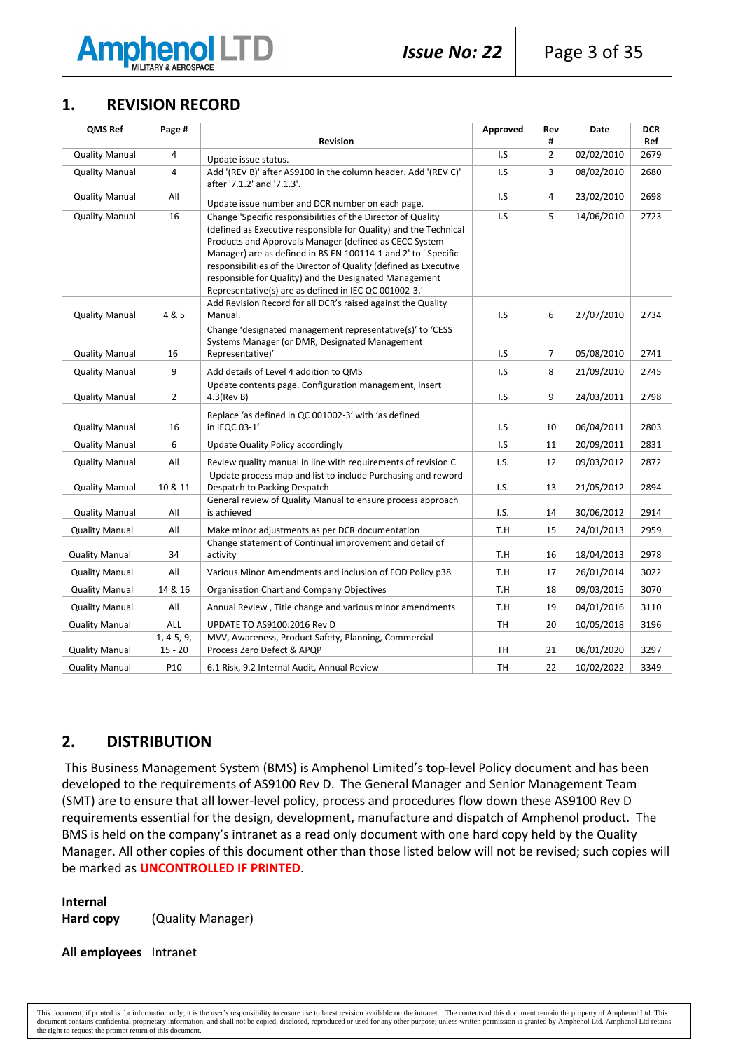## 1. REVISION RECORD

| QMS Ref | Page # | Revision | Approved | Rev # | Date | DCR Ref |
|---|---|---|---|---|---|---|
| Quality Manual | 4 | Update issue status. | I.S | 2 | 02/02/2010 | 2679 |
| Quality Manual | 4 | Add '(REV B)' after AS9100 in the column header. Add '(REV C)' after '7.1.2' and '7.1.3'. | I.S | 3 | 08/02/2010 | 2680 |
| Quality Manual | All | Update issue number and DCR number on each page. | I.S | 4 | 23/02/2010 | 2698 |
| Quality Manual | 16 | Change 'Specific responsibilities of the Director of Quality (defined as Executive responsible for Quality) and the Technical Products and Approvals Manager (defined as CECC System Manager) are as defined in BS EN 100114-1 and 2' to ' Specific responsibilities of the Director of Quality (defined as Executive responsible for Quality) and the Designated Management Representative(s) are as defined in IEC QC 001002-3.' | I.S | 5 | 14/06/2010 | 2723 |
| Quality Manual | 4 & 5 | Add Revision Record for all DCR's raised against the Quality Manual. | I.S | 6 | 27/07/2010 | 2734 |
| Quality Manual | 16 | Change 'designated management representative(s)' to 'CESS Systems Manager (or DMR, Designated Management Representative)' | I.S | 7 | 05/08/2010 | 2741 |
| Quality Manual | 9 | Add details of Level 4 addition to QMS | I.S | 8 | 21/09/2010 | 2745 |
| Quality Manual | 2 | Update contents page. Configuration management, insert 4.3(Rev B) | I.S | 9 | 24/03/2011 | 2798 |
| Quality Manual | 16 | Replace 'as defined in QC 001002-3' with 'as defined in IEQC 03-1' | I.S | 10 | 06/04/2011 | 2803 |
| Quality Manual | 6 | Update Quality Policy accordingly | I.S | 11 | 20/09/2011 | 2831 |
| Quality Manual | All | Review quality manual in line with requirements of revision C | I.S. | 12 | 09/03/2012 | 2872 |
| Quality Manual | 10 & 11 | Update process map and list to include Purchasing and reword Despatch to Packing Despatch | I.S. | 13 | 21/05/2012 | 2894 |
| Quality Manual | All | General review of Quality Manual to ensure process approach is achieved | I.S. | 14 | 30/06/2012 | 2914 |
| Quality Manual | All | Make minor adjustments as per DCR documentation | T.H | 15 | 24/01/2013 | 2959 |
| Quality Manual | 34 | Change statement of Continual improvement and detail of activity | T.H | 16 | 18/04/2013 | 2978 |
| Quality Manual | All | Various Minor Amendments and inclusion of FOD Policy p38 | T.H | 17 | 26/01/2014 | 3022 |
| Quality Manual | 14 & 16 | Organisation Chart and Company Objectives | T.H | 18 | 09/03/2015 | 3070 |
| Quality Manual | All | Annual Review , Title change and various minor amendments | T.H | 19 | 04/01/2016 | 3110 |
| Quality Manual | ALL | UPDATE TO AS9100:2016 Rev D | TH | 20 | 10/05/2018 | 3196 |
| Quality Manual | 1, 4-5, 9, 15 - 20 | MVV, Awareness, Product Safety, Planning, Commercial Process Zero Defect & APQP | TH | 21 | 06/01/2020 | 3297 |
| Quality Manual | P10 | 6.1 Risk, 9.2 Internal Audit, Annual Review | TH | 22 | 10/02/2022 | 3349 |

## 2. DISTRIBUTION

This Business Management System (BMS) is Amphenol Limited's top-level Policy document and has been developed to the requirements of AS9100 Rev D. The General Manager and Senior Management Team (SMT) are to ensure that all lower-level policy, process and procedures flow down these AS9100 Rev D requirements essential for the design, development, manufacture and dispatch of Amphenol product. The BMS is held on the company's intranet as a read only document with one hard copy held by the Quality Manager. All other copies of this document other than those listed below will not be revised; such copies will be marked as **UNCONTROLLED IF PRINTED**.

**Internal**
**Hard copy** (Quality Manager)

**All employees** Intranet

This document, if printed is for information only; it is the user's responsibility to ensure use to latest revision available on the intranet. The contents of this document remain the property of Amphenol Ltd. This document contains confidential proprietary information, and shall not be copied, disclosed, reproduced or used for any other purpose; unless written permission is granted by Amphenol Ltd. Amphenol Ltd retains the right to request the prompt return of this document.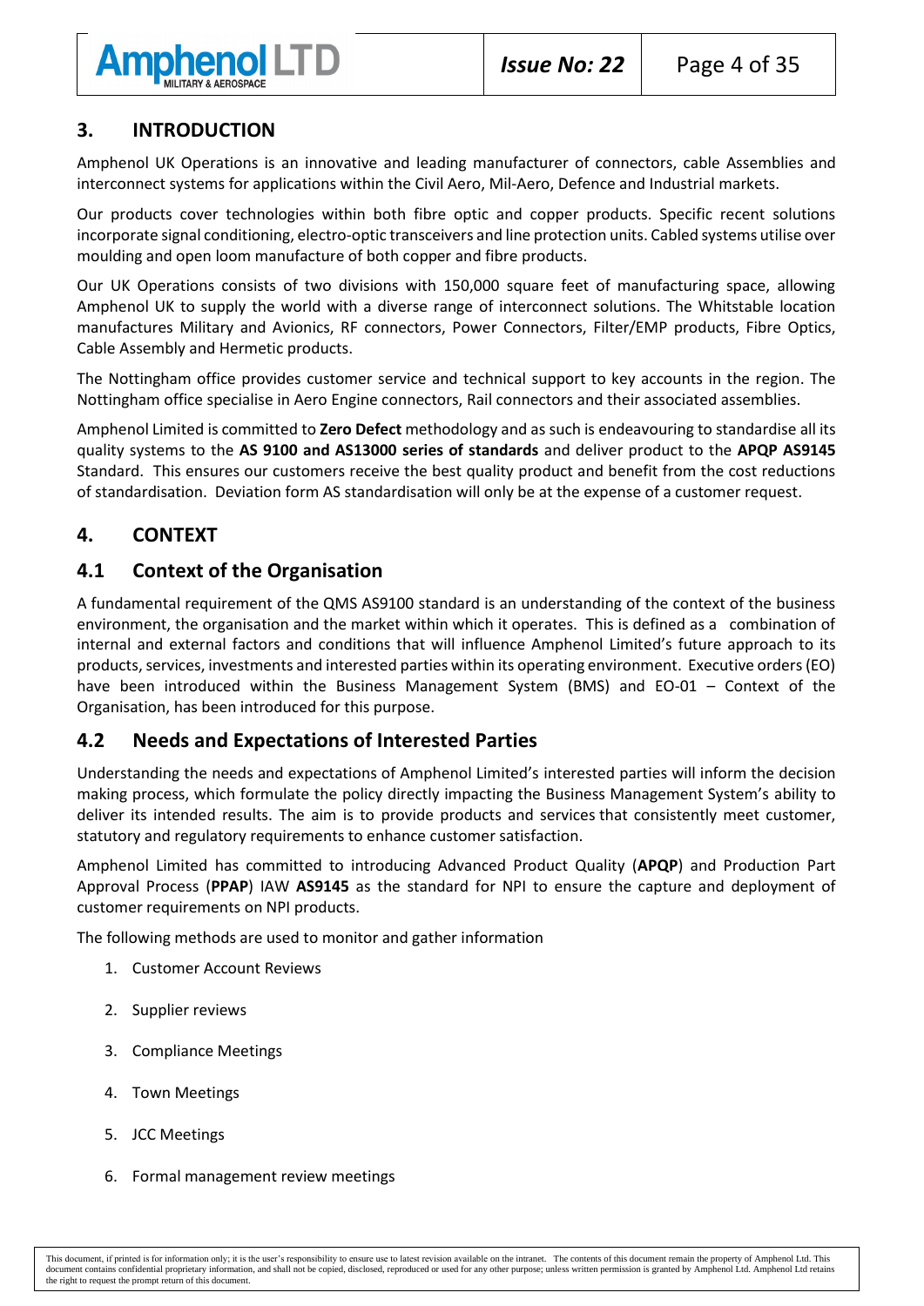## 3. INTRODUCTION

Amphenol UK Operations is an innovative and leading manufacturer of connectors, cable Assemblies and interconnect systems for applications within the Civil Aero, Mil-Aero, Defence and Industrial markets.

Our products cover technologies within both fibre optic and copper products. Specific recent solutions incorporate signal conditioning, electro-optic transceivers and line protection units. Cabled systems utilise over moulding and open loom manufacture of both copper and fibre products.

Our UK Operations consists of two divisions with 150,000 square feet of manufacturing space, allowing Amphenol UK to supply the world with a diverse range of interconnect solutions. The Whitstable location manufactures Military and Avionics, RF connectors, Power Connectors, Filter/EMP products, Fibre Optics, Cable Assembly and Hermetic products.

The Nottingham office provides customer service and technical support to key accounts in the region. The Nottingham office specialise in Aero Engine connectors, Rail connectors and their associated assemblies.

Amphenol Limited is committed to **Zero Defect** methodology and as such is endeavouring to standardise all its quality systems to the **AS 9100 and AS13000 series of standards** and deliver product to the **APQP AS9145** Standard. This ensures our customers receive the best quality product and benefit from the cost reductions of standardisation. Deviation form AS standardisation will only be at the expense of a customer request.

## 4. CONTEXT

### 4.1 Context of the Organisation

A fundamental requirement of the QMS AS9100 standard is an understanding of the context of the business environment, the organisation and the market within which it operates. This is defined as a combination of internal and external factors and conditions that will influence Amphenol Limited's future approach to its products, services, investments and interested parties within its operating environment. Executive orders (EO) have been introduced within the Business Management System (BMS) and EO-01 – Context of the Organisation, has been introduced for this purpose.

### 4.2 Needs and Expectations of Interested Parties

Understanding the needs and expectations of Amphenol Limited's interested parties will inform the decision making process, which formulate the policy directly impacting the Business Management System's ability to deliver its intended results. The aim is to provide products and services that consistently meet customer, statutory and regulatory requirements to enhance customer satisfaction.

Amphenol Limited has committed to introducing Advanced Product Quality (**APQP**) and Production Part Approval Process (**PPAP**) IAW **AS9145** as the standard for NPI to ensure the capture and deployment of customer requirements on NPI products.

The following methods are used to monitor and gather information

1. Customer Account Reviews
2. Supplier reviews
3. Compliance Meetings
4. Town Meetings
5. JCC Meetings
6. Formal management review meetings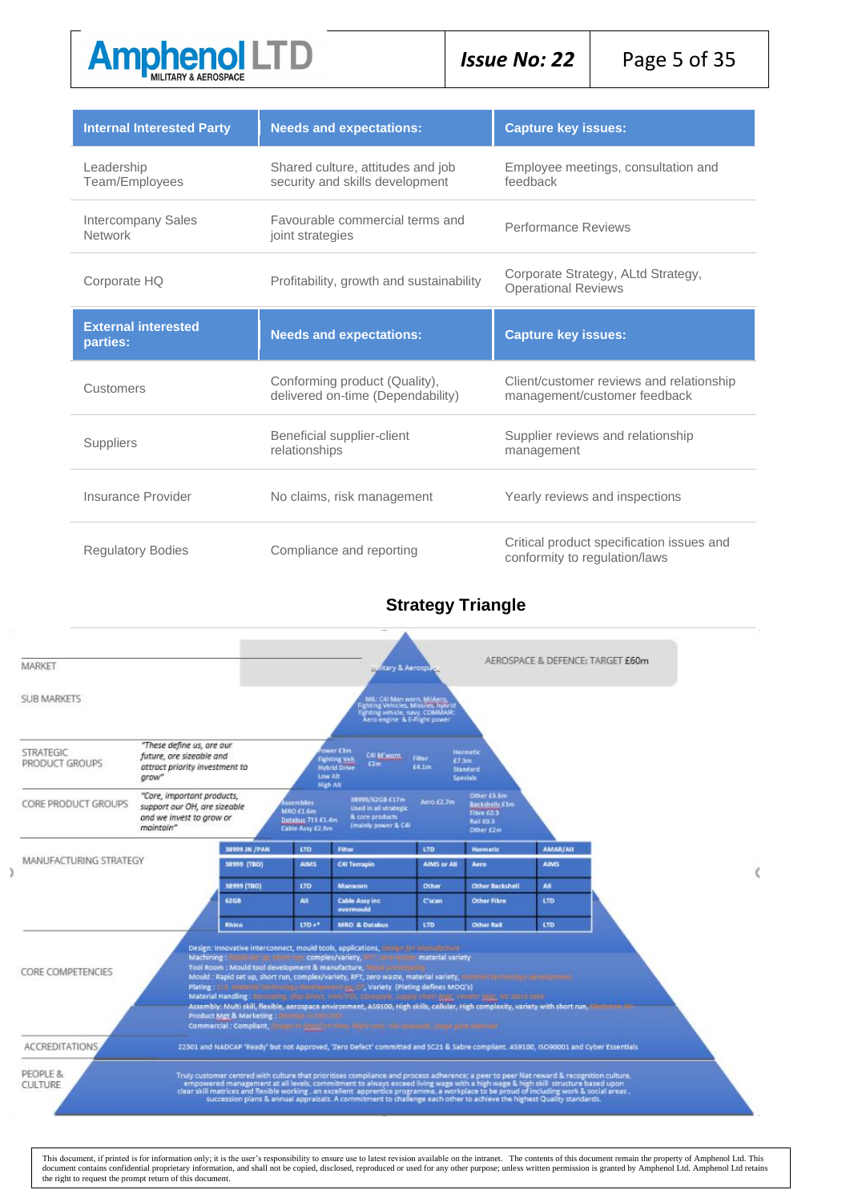| Internal Interested Party | Needs and expectations: | Capture key issues: |
|---|---|---|
| Leadership Team/Employees | Shared culture, attitudes and job security and skills development | Employee meetings, consultation and feedback |
| Intercompany Sales Network | Favourable commercial terms and joint strategies | Performance Reviews |
| Corporate HQ | Profitability, growth and sustainability | Corporate Strategy, ALtd Strategy, Operational Reviews |

| External interested parties: | Needs and expectations: | Capture key issues: |
|---|---|---|
| Customers | Conforming product (Quality), delivered on-time (Dependability) | Client/customer reviews and relationship management/customer feedback |
| Suppliers | Beneficial supplier-client relationships | Supplier reviews and relationship management |
| Insurance Provider | No claims, risk management | Yearly reviews and inspections |
| Regulatory Bodies | Compliance and reporting | Critical product specification issues and conformity to regulation/laws |

## Strategy Triangle

MARKET — Military & Aerospace — AEROSPACE & DEFENCE: TARGET £60m

SUB MARKETS — MIL: C4I Man worn, MilAero, Fighting Vehicles, Missiles, hybrid fighting vehicle, navy. COMMAIR: Aero engine & E-Flight power

STRATEGIC PRODUCT GROUPS — *"These define us, are our future, are sizeable and attract priority investment to grow"* — Power £3m Fighting Veh Hybrid Drive Low Alt High Alt; C4I M'worn £2m; Filter £4.1m; Hermetic £7.3m Standard Specials

CORE PRODUCT GROUPS — *"Core, important products, support our OH, are sizeable and we invest to grow or maintain"* — Assemblies MRO £1.6m Databus 711 £1.4m Cable Assy £2.9m; 38999/62GB £17m Used in all strategic & core products (mainly power & C4I); Aero £2.7m; Other £3.6m Backshells £1m Fibre £0.3 Rail £0.3 Other £2m

MANUFACTURING STRATEGY

| | | | | | |
|---|---|---|---|---|---|
| 38999 JN /PAN | LTD | Filter | LTD | Hermetic | AMAR/All |
| 38999 (TBD) | AIMS | C4I Terrapin | AIMS or All | Aero | AIMS |
| 38999 (TBD) | LTD | Manworn | Other | Other Backshell | All |
| 62GB | All | Cable Assy inc overmould | C'scan | Other Fibre | LTD |
| Rhino | LTD +* | MRO & Databus | LTD | Other Rail | LTD |

CORE COMPETENCIES
- Design: Innovative interconnect, mould tools, applications, Design for Manufacture
- Machining: Rapid set up, short run, complex/variety, RFT, zero waste, material variety
- Tool Room: Mould tool development & manufacture, Rapid prototyping
- Mould: Rapid set up, short run, complex/variety, RFT, zero waste, material variety, material technology development
- Plating: C/S, material technology development, RFT, Variety (Plating defines MOQ's)
- Material Handling: Barcoding, ship direct, VMI/VSS, Consignment, Supply chain Mgt, Vendor Mgt, no stock take
- Assembly: Multi skill, flexible, aerospace environment, AS9100, High skills, cellular, High complexity, variety with short run, Electronic?
- Product Mgt & Marketing: Develop in Into ???
- Commercial: Compliant, Design to Market on time, flight cost, risk assessed, stage gate planned

ACCREDITATIONS — 22301 and NADCAP 'Ready' but not Approved, 'Zero Defect' committed and SC21 & Sabre compliant. AS9100, ISO90001 and Cyber Essentials

PEOPLE & CULTURE — Truly customer centred with culture that prioritises compliance and process adherence; a peer to peer Nat reward & recognition culture, empowered management at all levels, commitment to always exceed living wage with a high wage & high skill structure based upon clear skill matrices and flexible working, an excellent apprentice programme, a workplace to be proud of including work & social areas, succession plans & annual appraisals. A commitment to challenge each other to achieve the highest Quality standards.

This document, if printed is for information only; it is the user's responsibility to ensure use to latest revision available on the intranet. The contents of this document remain the property of Amphenol Ltd. This document contains confidential proprietary information, and shall not be copied, disclosed, reproduced or used for any other purpose; unless written permission is granted by Amphenol Ltd. Amphenol Ltd retains the right to request the prompt return of this document.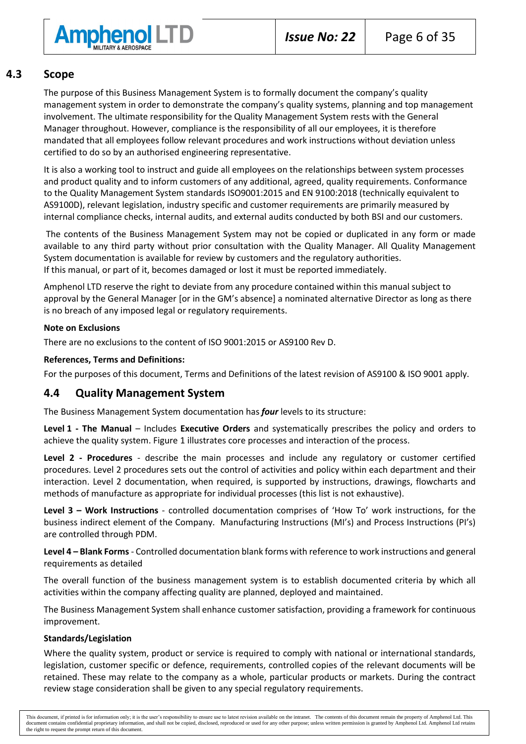## 4.3 Scope

The purpose of this Business Management System is to formally document the company's quality management system in order to demonstrate the company's quality systems, planning and top management involvement. The ultimate responsibility for the Quality Management System rests with the General Manager throughout. However, compliance is the responsibility of all our employees, it is therefore mandated that all employees follow relevant procedures and work instructions without deviation unless certified to do so by an authorised engineering representative.

It is also a working tool to instruct and guide all employees on the relationships between system processes and product quality and to inform customers of any additional, agreed, quality requirements. Conformance to the Quality Management System standards ISO9001:2015 and EN 9100:2018 (technically equivalent to AS9100D), relevant legislation, industry specific and customer requirements are primarily measured by internal compliance checks, internal audits, and external audits conducted by both BSI and our customers.

The contents of the Business Management System may not be copied or duplicated in any form or made available to any third party without prior consultation with the Quality Manager. All Quality Management System documentation is available for review by customers and the regulatory authorities.
If this manual, or part of it, becomes damaged or lost it must be reported immediately.

Amphenol LTD reserve the right to deviate from any procedure contained within this manual subject to approval by the General Manager [or in the GM's absence] a nominated alternative Director as long as there is no breach of any imposed legal or regulatory requirements.

**Note on Exclusions**

There are no exclusions to the content of ISO 9001:2015 or AS9100 Rev D.

**References, Terms and Definitions:**

For the purposes of this document, Terms and Definitions of the latest revision of AS9100 & ISO 9001 apply.

## 4.4 Quality Management System

The Business Management System documentation has ***four*** levels to its structure:

**Level 1 - The Manual** – Includes **Executive Orders** and systematically prescribes the policy and orders to achieve the quality system. Figure 1 illustrates core processes and interaction of the process.

**Level 2 - Procedures** - describe the main processes and include any regulatory or customer certified procedures. Level 2 procedures sets out the control of activities and policy within each department and their interaction. Level 2 documentation, when required, is supported by instructions, drawings, flowcharts and methods of manufacture as appropriate for individual processes (this list is not exhaustive).

**Level 3 – Work Instructions** - controlled documentation comprises of 'How To' work instructions, for the business indirect element of the Company. Manufacturing Instructions (MI's) and Process Instructions (PI's) are controlled through PDM.

**Level 4 – Blank Forms** - Controlled documentation blank forms with reference to work instructions and general requirements as detailed

The overall function of the business management system is to establish documented criteria by which all activities within the company affecting quality are planned, deployed and maintained.

The Business Management System shall enhance customer satisfaction, providing a framework for continuous improvement.

**Standards/Legislation**

Where the quality system, product or service is required to comply with national or international standards, legislation, customer specific or defence, requirements, controlled copies of the relevant documents will be retained. These may relate to the company as a whole, particular products or markets. During the contract review stage consideration shall be given to any special regulatory requirements.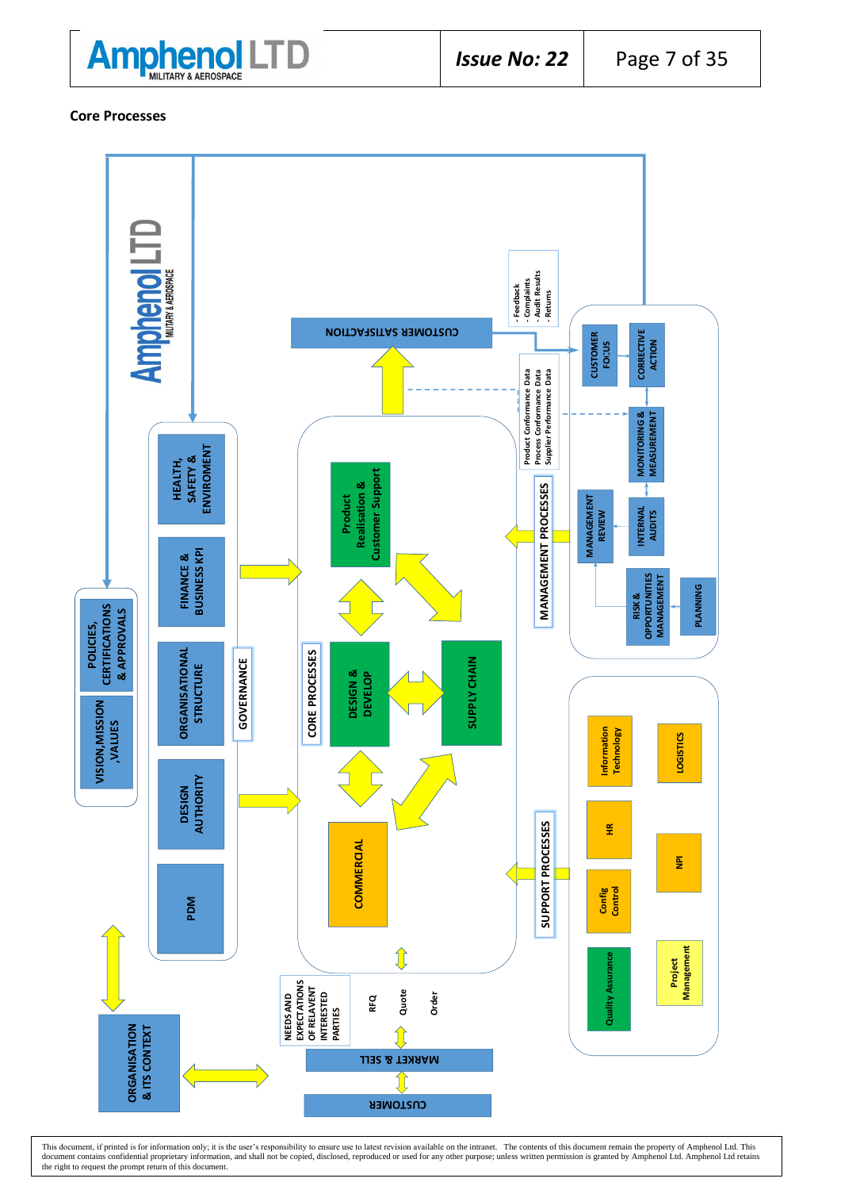## Core Processes

**Amphenol LTD** MILITARY & AEROSPACE

**GOVERNANCE**

- HEALTH, SAFETY & ENVIROMENT
- FINANCE & BUSINESS KPI
- ORGANISATIONAL STRUCTURE
- DESIGN AUTHORITY
- PDM

- POLICIES, CERTIFICATIONS & APPROVALS
- VISION, MISSION, VALUES

**CORE PROCESSES**

- Product Realisation & Customer Support
- DESIGN & DEVELOP
- SUPPLY CHAIN
- COMMERCIAL

**CUSTOMER SATISFACTION**

- Feedback
- Complaints
- Audit Results
- Returns

Product Conformance Data
Process Conformance Data
Supplier Performance Data

**MANAGEMENT PROCESSES**

- CUSTOMER FOCUS
- CORRECTIVE ACTION
- MONITORING & MEASUREMENT
- MANAGEMENT REVIEW
- INTERNAL AUDITS
- RISK & OPPORTUNITIES MANAGEMENT
- PLANNING

**SUPPORT PROCESSES**

- Information Technology
- LOGISTICS
- HR
- NPI
- Config Control
- Quality Assurance
- Project Management

NEEDS AND EXPECTATIONS OF RELAVENT INTERESTED PARTIES

RFQ — Quote — Order

MARKET & SELL

CUSTOMER

ORGANISATION & ITS CONTEXT

This document, if printed is for information only; it is the user's responsibility to ensure use to latest revision available on the intranet. The contents of this document remain the property of Amphenol Ltd. This document contains confidential proprietary information, and shall not be copied, disclosed, reproduced or used for any other purpose; unless written permission is granted by Amphenol Ltd. Amphenol Ltd retains the right to request the prompt return of this document.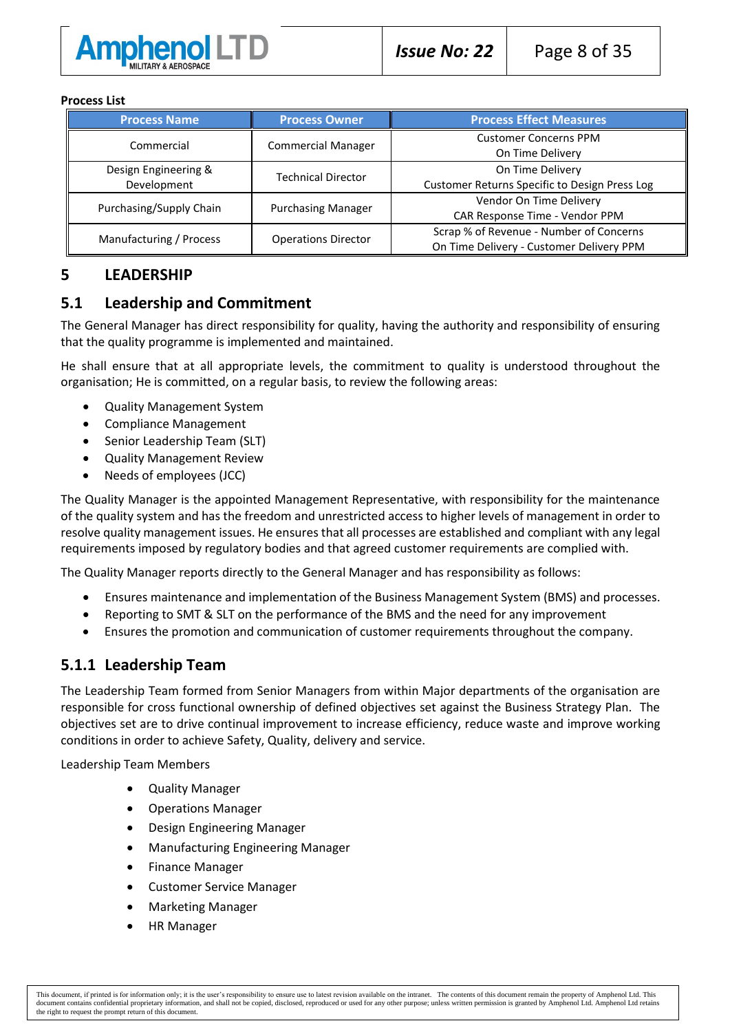**Process List**

| Process Name | Process Owner | Process Effect Measures |
|---|---|---|
| Commercial | Commercial Manager | Customer Concerns PPM<br>On Time Delivery |
| Design Engineering & Development | Technical Director | On Time Delivery<br>Customer Returns Specific to Design Press Log |
| Purchasing/Supply Chain | Purchasing Manager | Vendor On Time Delivery<br>CAR Response Time - Vendor PPM |
| Manufacturing / Process | Operations Director | Scrap % of Revenue - Number of Concerns<br>On Time Delivery - Customer Delivery PPM |

# 5 LEADERSHIP

## 5.1 Leadership and Commitment

The General Manager has direct responsibility for quality, having the authority and responsibility of ensuring that the quality programme is implemented and maintained.

He shall ensure that at all appropriate levels, the commitment to quality is understood throughout the organisation; He is committed, on a regular basis, to review the following areas:

- Quality Management System
- Compliance Management
- Senior Leadership Team (SLT)
- Quality Management Review
- Needs of employees (JCC)

The Quality Manager is the appointed Management Representative, with responsibility for the maintenance of the quality system and has the freedom and unrestricted access to higher levels of management in order to resolve quality management issues. He ensures that all processes are established and compliant with any legal requirements imposed by regulatory bodies and that agreed customer requirements are complied with.

The Quality Manager reports directly to the General Manager and has responsibility as follows:

- Ensures maintenance and implementation of the Business Management System (BMS) and processes.
- Reporting to SMT & SLT on the performance of the BMS and the need for any improvement
- Ensures the promotion and communication of customer requirements throughout the company.

### 5.1.1 Leadership Team

The Leadership Team formed from Senior Managers from within Major departments of the organisation are responsible for cross functional ownership of defined objectives set against the Business Strategy Plan. The objectives set are to drive continual improvement to increase efficiency, reduce waste and improve working conditions in order to achieve Safety, Quality, delivery and service.

Leadership Team Members

- Quality Manager
- Operations Manager
- Design Engineering Manager
- Manufacturing Engineering Manager
- Finance Manager
- Customer Service Manager
- Marketing Manager
- HR Manager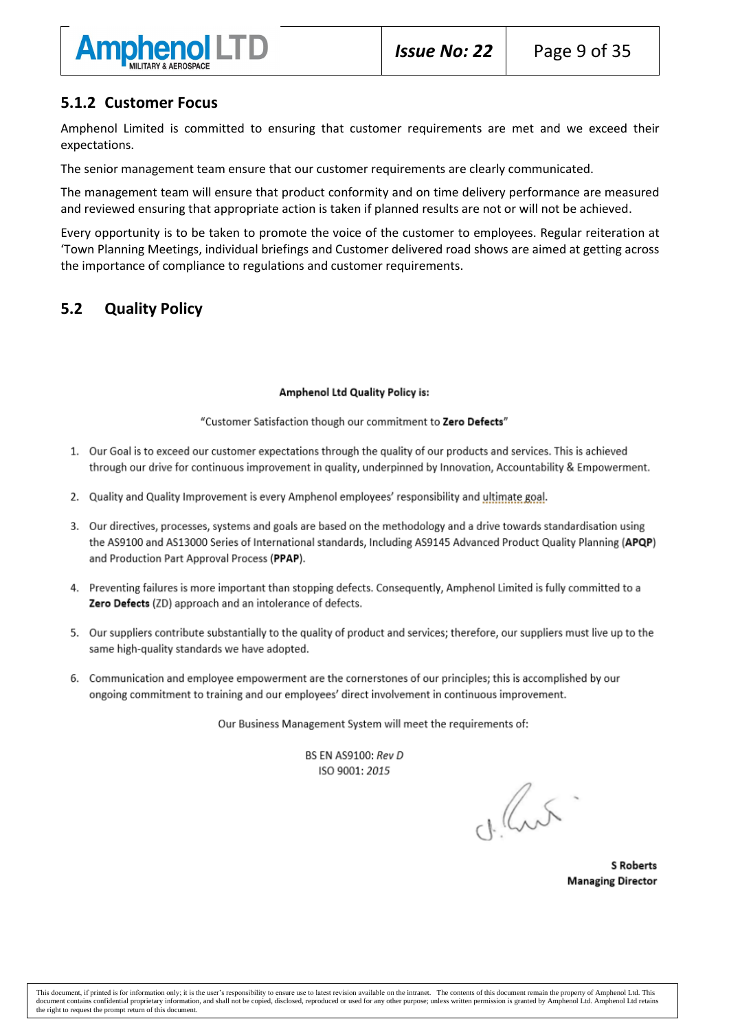### 5.1.2 Customer Focus

Amphenol Limited is committed to ensuring that customer requirements are met and we exceed their expectations.

The senior management team ensure that our customer requirements are clearly communicated.

The management team will ensure that product conformity and on time delivery performance are measured and reviewed ensuring that appropriate action is taken if planned results are not or will not be achieved.

Every opportunity is to be taken to promote the voice of the customer to employees. Regular reiteration at 'Town Planning Meetings, individual briefings and Customer delivered road shows are aimed at getting across the importance of compliance to regulations and customer requirements.

## 5.2 Quality Policy

**Amphenol Ltd Quality Policy is:**

"Customer Satisfaction though our commitment to **Zero Defects**"

1. Our Goal is to exceed our customer expectations through the quality of our products and services. This is achieved through our drive for continuous improvement in quality, underpinned by Innovation, Accountability & Empowerment.
2. Quality and Quality Improvement is every Amphenol employees' responsibility and ultimate goal.
3. Our directives, processes, systems and goals are based on the methodology and a drive towards standardisation using the AS9100 and AS13000 Series of International standards, Including AS9145 Advanced Product Quality Planning (**APQP**) and Production Part Approval Process (**PPAP**).
4. Preventing failures is more important than stopping defects. Consequently, Amphenol Limited is fully committed to a **Zero Defects** (ZD) approach and an intolerance of defects.
5. Our suppliers contribute substantially to the quality of product and services; therefore, our suppliers must live up to the same high-quality standards we have adopted.
6. Communication and employee empowerment are the cornerstones of our principles; this is accomplished by our ongoing commitment to training and our employees' direct involvement in continuous improvement.

Our Business Management System will meet the requirements of:

BS EN AS9100: *Rev D*
ISO 9001: *2015*

**S Roberts**
**Managing Director**

This document, if printed is for information only; it is the user's responsibility to ensure use to latest revision available on the intranet. The contents of this document remain the property of Amphenol Ltd. This document contains confidential proprietary information, and shall not be copied, disclosed, reproduced or used for any other purpose; unless written permission is granted by Amphenol Ltd. Amphenol Ltd retains the right to request the prompt return of this document.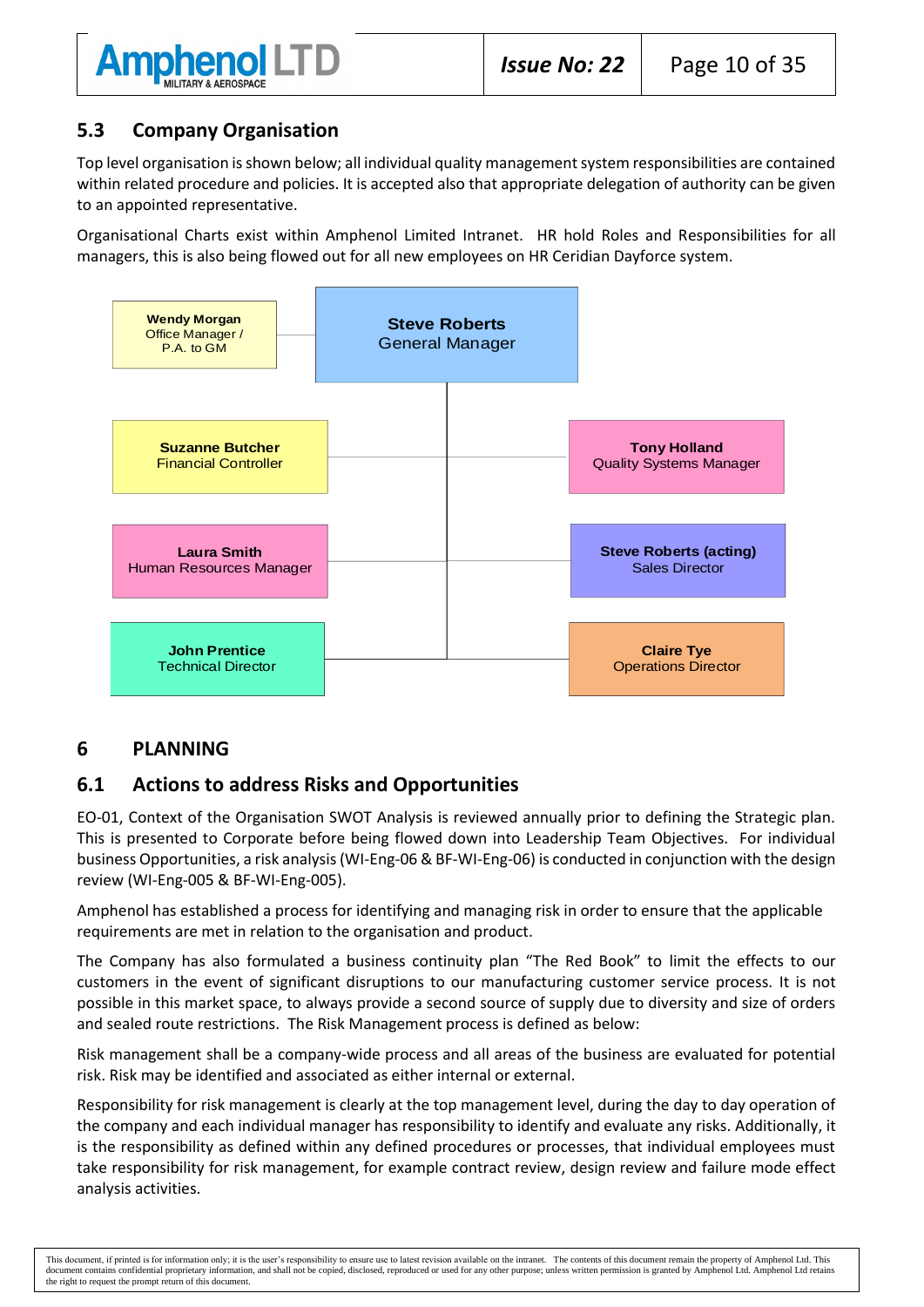## 5.3 Company Organisation

Top level organisation is shown below; all individual quality management system responsibilities are contained within related procedure and policies. It is accepted also that appropriate delegation of authority can be given to an appointed representative.

Organisational Charts exist within Amphenol Limited Intranet. HR hold Roles and Responsibilities for all managers, this is also being flowed out for all new employees on HR Ceridian Dayforce system.

**Steve Roberts**
General Manager

- **Wendy Morgan** – Office Manager / P.A. to GM
- **Suzanne Butcher** – Financial Controller
- **Tony Holland** – Quality Systems Manager
- **Laura Smith** – Human Resources Manager
- **Steve Roberts (acting)** – Sales Director
- **John Prentice** – Technical Director
- **Claire Tye** – Operations Director

# 6 PLANNING

## 6.1 Actions to address Risks and Opportunities

EO-01, Context of the Organisation SWOT Analysis is reviewed annually prior to defining the Strategic plan. This is presented to Corporate before being flowed down into Leadership Team Objectives. For individual business Opportunities, a risk analysis (WI-Eng-06 & BF-WI-Eng-06) is conducted in conjunction with the design review (WI-Eng-005 & BF-WI-Eng-005).

Amphenol has established a process for identifying and managing risk in order to ensure that the applicable requirements are met in relation to the organisation and product.

The Company has also formulated a business continuity plan "The Red Book" to limit the effects to our customers in the event of significant disruptions to our manufacturing customer service process. It is not possible in this market space, to always provide a second source of supply due to diversity and size of orders and sealed route restrictions. The Risk Management process is defined as below:

Risk management shall be a company-wide process and all areas of the business are evaluated for potential risk. Risk may be identified and associated as either internal or external.

Responsibility for risk management is clearly at the top management level, during the day to day operation of the company and each individual manager has responsibility to identify and evaluate any risks. Additionally, it is the responsibility as defined within any defined procedures or processes, that individual employees must take responsibility for risk management, for example contract review, design review and failure mode effect analysis activities.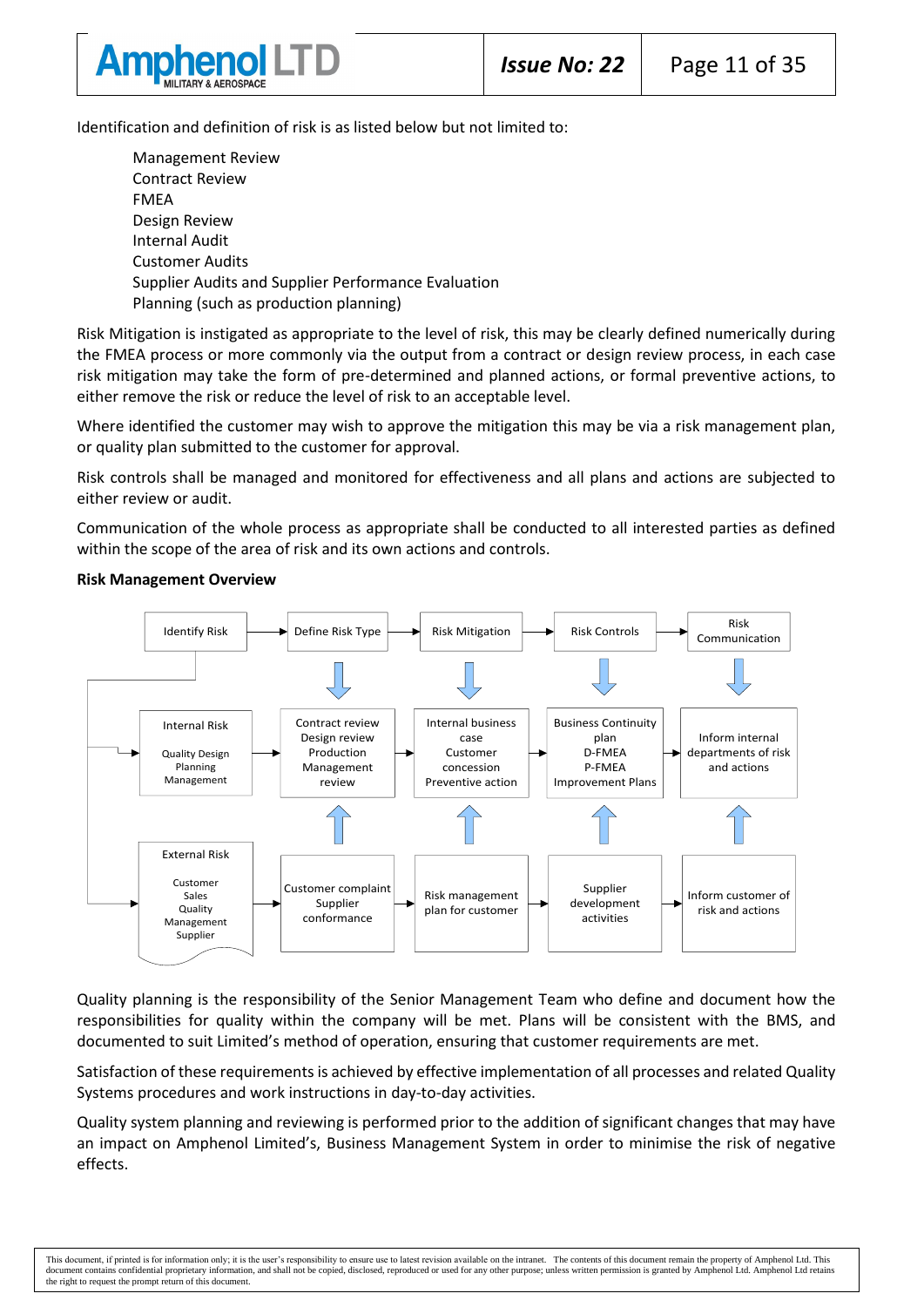Identification and definition of risk is as listed below but not limited to:

- Management Review
- Contract Review
- FMEA
- Design Review
- Internal Audit
- Customer Audits
- Supplier Audits and Supplier Performance Evaluation
- Planning (such as production planning)

Risk Mitigation is instigated as appropriate to the level of risk, this may be clearly defined numerically during the FMEA process or more commonly via the output from a contract or design review process, in each case risk mitigation may take the form of pre-determined and planned actions, or formal preventive actions, to either remove the risk or reduce the level of risk to an acceptable level.

Where identified the customer may wish to approve the mitigation this may be via a risk management plan, or quality plan submitted to the customer for approval.

Risk controls shall be managed and monitored for effectiveness and all plans and actions are subjected to either review or audit.

Communication of the whole process as appropriate shall be conducted to all interested parties as defined within the scope of the area of risk and its own actions and controls.

**Risk Management Overview**

Identify Risk → Define Risk Type → Risk Mitigation → Risk Controls → Risk Communication

Internal Risk (Quality Design, Planning, Management) → Contract review, Design review, Production, Management review → Internal business case, Customer concession, Preventive action → Business Continuity plan, D-FMEA, P-FMEA, Improvement Plans → Inform internal departments of risk and actions

External Risk (Customer, Sales, Quality, Management, Supplier) → Customer complaint, Supplier conformance → Risk management plan for customer → Supplier development activities → Inform customer of risk and actions

Quality planning is the responsibility of the Senior Management Team who define and document how the responsibilities for quality within the company will be met. Plans will be consistent with the BMS, and documented to suit Limited's method of operation, ensuring that customer requirements are met.

Satisfaction of these requirements is achieved by effective implementation of all processes and related Quality Systems procedures and work instructions in day-to-day activities.

Quality system planning and reviewing is performed prior to the addition of significant changes that may have an impact on Amphenol Limited's, Business Management System in order to minimise the risk of negative effects.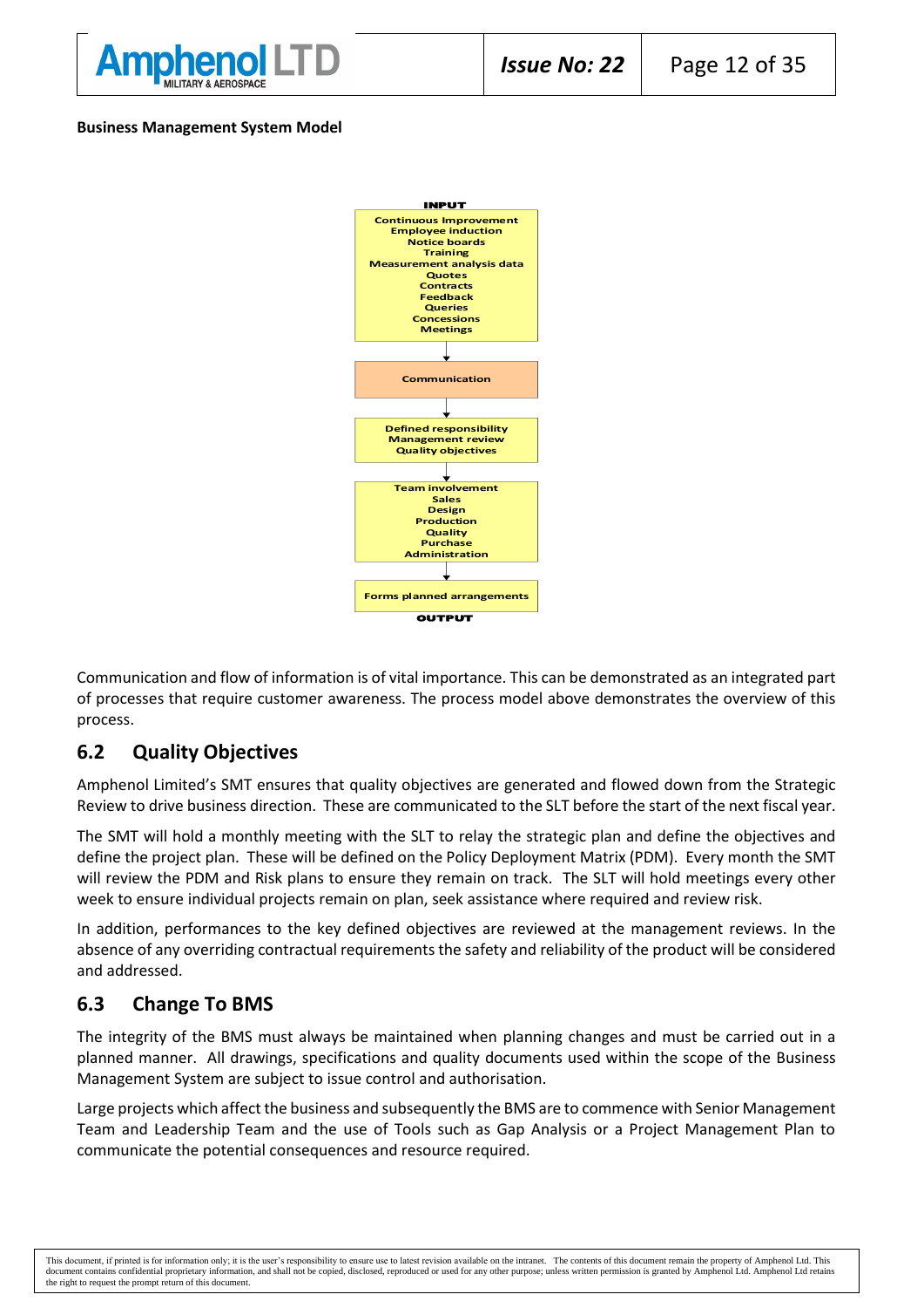**Business Management System Model**

**INPUT**

Continuous Improvement
Employee induction
Notice boards
Training
Measurement analysis data
Quotes
Contracts
Feedback
Queries
Concessions
Meetings

↓

Communication

↓

Defined responsibility
Management review
Quality objectives

↓

Team involvement
Sales
Design
Production
Quality
Purchase
Administration

↓

Forms planned arrangements

**OUTPUT**

Communication and flow of information is of vital importance. This can be demonstrated as an integrated part of processes that require customer awareness. The process model above demonstrates the overview of this process.

## 6.2 Quality Objectives

Amphenol Limited's SMT ensures that quality objectives are generated and flowed down from the Strategic Review to drive business direction. These are communicated to the SLT before the start of the next fiscal year.

The SMT will hold a monthly meeting with the SLT to relay the strategic plan and define the objectives and define the project plan. These will be defined on the Policy Deployment Matrix (PDM). Every month the SMT will review the PDM and Risk plans to ensure they remain on track. The SLT will hold meetings every other week to ensure individual projects remain on plan, seek assistance where required and review risk.

In addition, performances to the key defined objectives are reviewed at the management reviews. In the absence of any overriding contractual requirements the safety and reliability of the product will be considered and addressed.

## 6.3 Change To BMS

The integrity of the BMS must always be maintained when planning changes and must be carried out in a planned manner. All drawings, specifications and quality documents used within the scope of the Business Management System are subject to issue control and authorisation.

Large projects which affect the business and subsequently the BMS are to commence with Senior Management Team and Leadership Team and the use of Tools such as Gap Analysis or a Project Management Plan to communicate the potential consequences and resource required.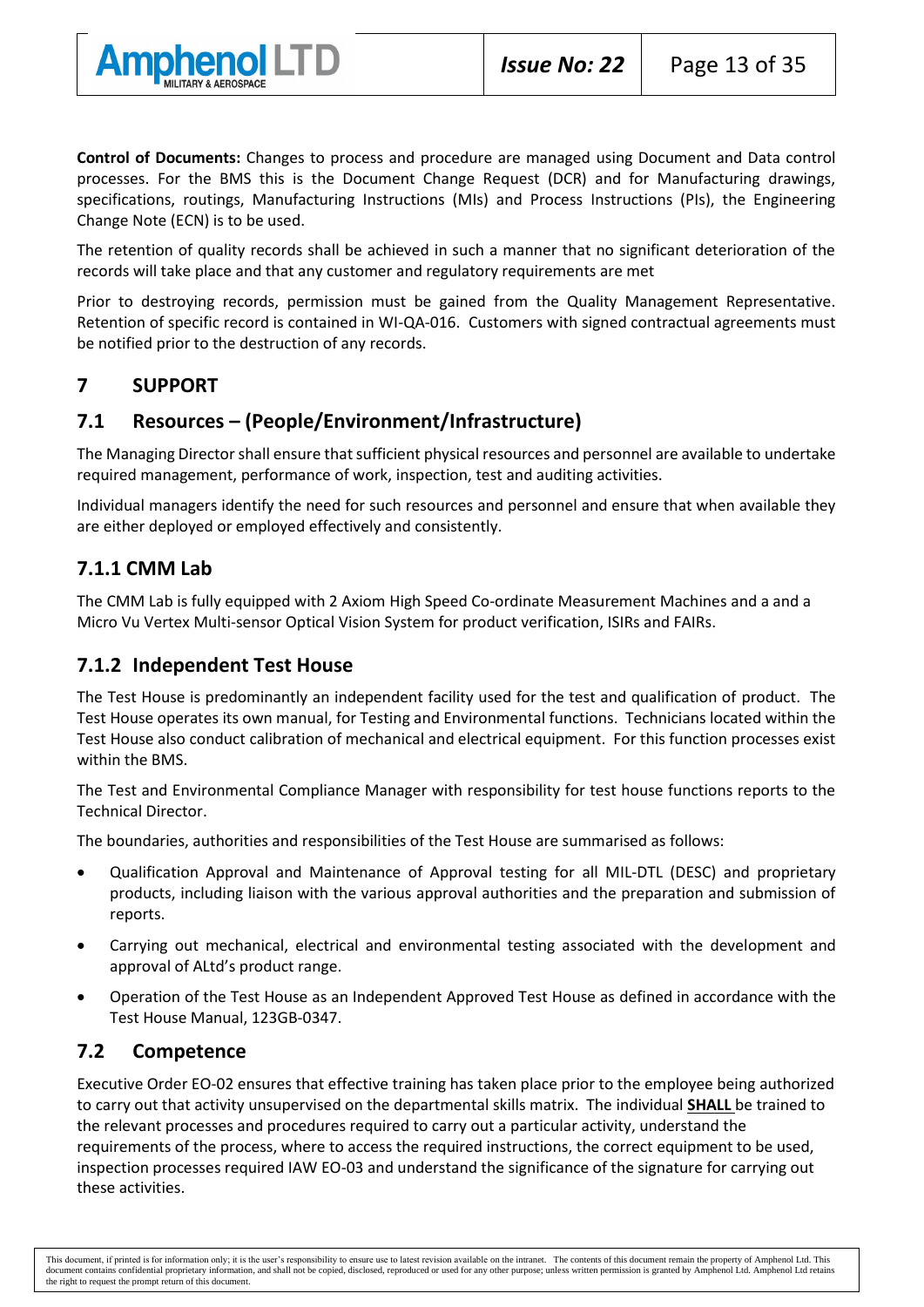**Control of Documents:** Changes to process and procedure are managed using Document and Data control processes. For the BMS this is the Document Change Request (DCR) and for Manufacturing drawings, specifications, routings, Manufacturing Instructions (MIs) and Process Instructions (PIs), the Engineering Change Note (ECN) is to be used.

The retention of quality records shall be achieved in such a manner that no significant deterioration of the records will take place and that any customer and regulatory requirements are met

Prior to destroying records, permission must be gained from the Quality Management Representative. Retention of specific record is contained in WI-QA-016. Customers with signed contractual agreements must be notified prior to the destruction of any records.

# 7 SUPPORT

## 7.1 Resources – (People/Environment/Infrastructure)

The Managing Director shall ensure that sufficient physical resources and personnel are available to undertake required management, performance of work, inspection, test and auditing activities.

Individual managers identify the need for such resources and personnel and ensure that when available they are either deployed or employed effectively and consistently.

### 7.1.1 CMM Lab

The CMM Lab is fully equipped with 2 Axiom High Speed Co-ordinate Measurement Machines and a and a Micro Vu Vertex Multi-sensor Optical Vision System for product verification, ISIRs and FAIRs.

### 7.1.2 Independent Test House

The Test House is predominantly an independent facility used for the test and qualification of product. The Test House operates its own manual, for Testing and Environmental functions. Technicians located within the Test House also conduct calibration of mechanical and electrical equipment. For this function processes exist within the BMS.

The Test and Environmental Compliance Manager with responsibility for test house functions reports to the Technical Director.

The boundaries, authorities and responsibilities of the Test House are summarised as follows:

- Qualification Approval and Maintenance of Approval testing for all MIL-DTL (DESC) and proprietary products, including liaison with the various approval authorities and the preparation and submission of reports.
- Carrying out mechanical, electrical and environmental testing associated with the development and approval of ALtd's product range.
- Operation of the Test House as an Independent Approved Test House as defined in accordance with the Test House Manual, 123GB-0347.

## 7.2 Competence

Executive Order EO-02 ensures that effective training has taken place prior to the employee being authorized to carry out that activity unsupervised on the departmental skills matrix. The individual **SHALL** be trained to the relevant processes and procedures required to carry out a particular activity, understand the requirements of the process, where to access the required instructions, the correct equipment to be used, inspection processes required IAW EO-03 and understand the significance of the signature for carrying out these activities.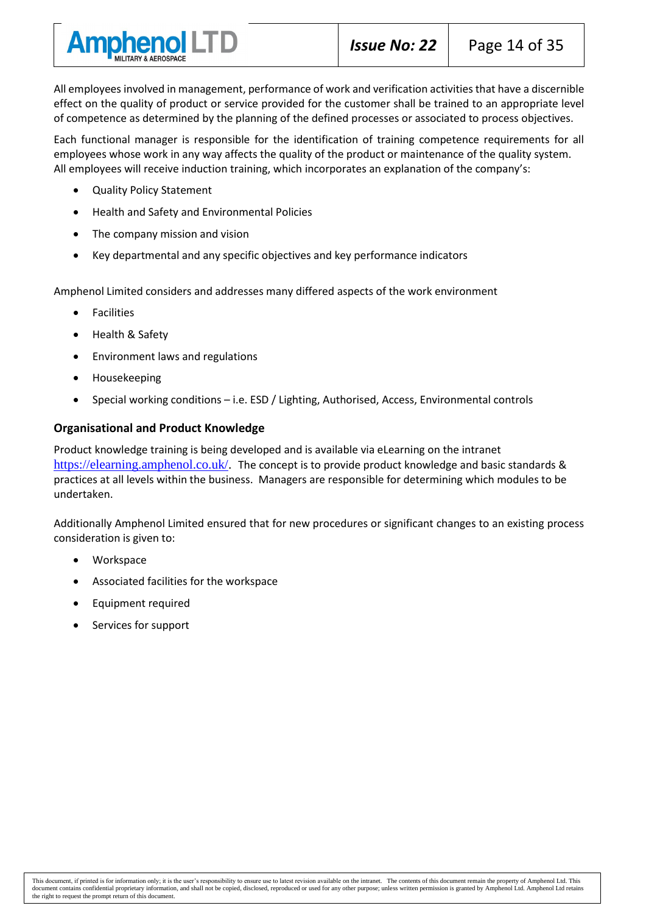All employees involved in management, performance of work and verification activities that have a discernible effect on the quality of product or service provided for the customer shall be trained to an appropriate level of competence as determined by the planning of the defined processes or associated to process objectives.

Each functional manager is responsible for the identification of training competence requirements for all employees whose work in any way affects the quality of the product or maintenance of the quality system. All employees will receive induction training, which incorporates an explanation of the company's:

- Quality Policy Statement
- Health and Safety and Environmental Policies
- The company mission and vision
- Key departmental and any specific objectives and key performance indicators

Amphenol Limited considers and addresses many differed aspects of the work environment

- Facilities
- Health & Safety
- Environment laws and regulations
- Housekeeping
- Special working conditions – i.e. ESD / Lighting, Authorised, Access, Environmental controls

**Organisational and Product Knowledge**

Product knowledge training is being developed and is available via eLearning on the intranet https://elearning.amphenol.co.uk/. The concept is to provide product knowledge and basic standards & practices at all levels within the business. Managers are responsible for determining which modules to be undertaken.

Additionally Amphenol Limited ensured that for new procedures or significant changes to an existing process consideration is given to:

- Workspace
- Associated facilities for the workspace
- Equipment required
- Services for support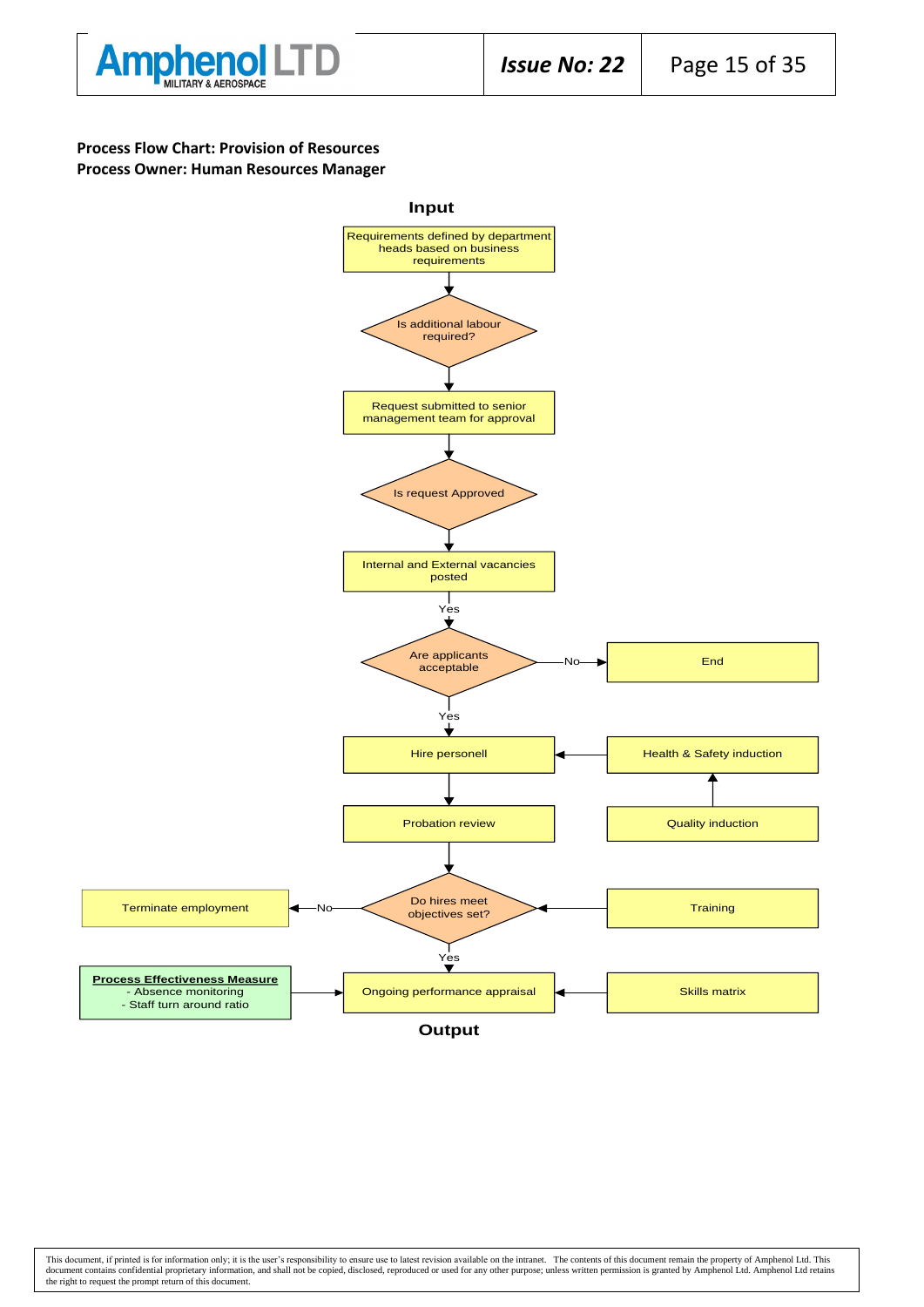**Process Flow Chart: Provision of Resources**
**Process Owner: Human Resources Manager**

**Input**

Requirements defined by department heads based on business requirements

Is additional labour required?

Request submitted to senior management team for approval

Is request Approved

Internal and External vacancies posted

Yes

Are applicants acceptable — No → End

Yes

Hire personell ← Health & Safety induction ← Quality induction

Probation review

Do hires meet objectives set? — No → Terminate employment

Training → Do hires meet objectives set?

Yes

Ongoing performance appraisal ← Skills matrix

**Process Effectiveness Measure**
- Absence monitoring
- Staff turn around ratio

**Output**

This document, if printed is for information only; it is the user's responsibility to ensure use to latest revision available on the intranet. The contents of this document remain the property of Amphenol Ltd. This document contains confidential proprietary information, and shall not be copied, disclosed, reproduced or used for any other purpose; unless written permission is granted by Amphenol Ltd. Amphenol Ltd retains the right to request the prompt return of this document.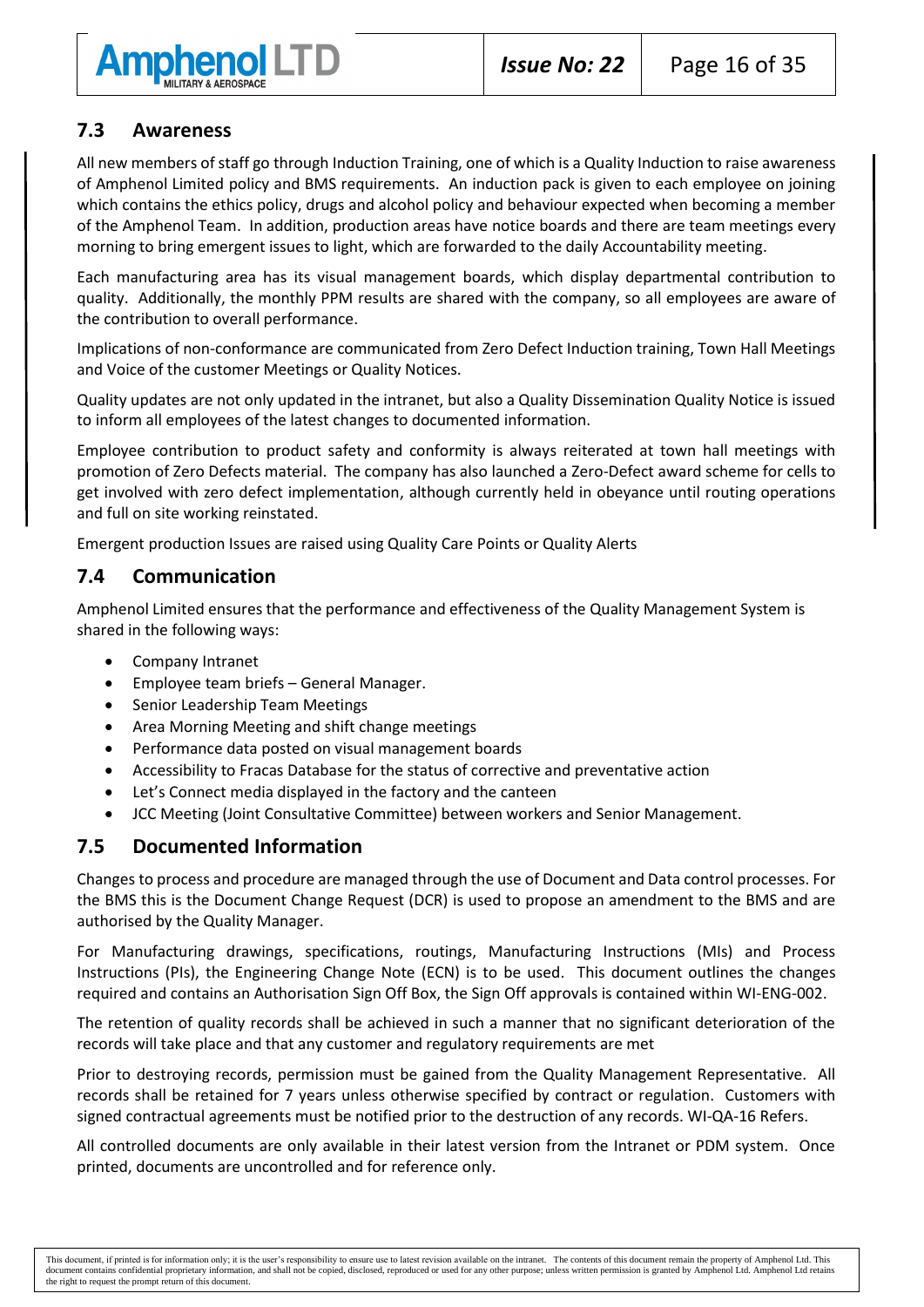## 7.3 Awareness

All new members of staff go through Induction Training, one of which is a Quality Induction to raise awareness of Amphenol Limited policy and BMS requirements. An induction pack is given to each employee on joining which contains the ethics policy, drugs and alcohol policy and behaviour expected when becoming a member of the Amphenol Team. In addition, production areas have notice boards and there are team meetings every morning to bring emergent issues to light, which are forwarded to the daily Accountability meeting.

Each manufacturing area has its visual management boards, which display departmental contribution to quality. Additionally, the monthly PPM results are shared with the company, so all employees are aware of the contribution to overall performance.

Implications of non-conformance are communicated from Zero Defect Induction training, Town Hall Meetings and Voice of the customer Meetings or Quality Notices.

Quality updates are not only updated in the intranet, but also a Quality Dissemination Quality Notice is issued to inform all employees of the latest changes to documented information.

Employee contribution to product safety and conformity is always reiterated at town hall meetings with promotion of Zero Defects material. The company has also launched a Zero-Defect award scheme for cells to get involved with zero defect implementation, although currently held in obeyance until routing operations and full on site working reinstated.

Emergent production Issues are raised using Quality Care Points or Quality Alerts

## 7.4 Communication

Amphenol Limited ensures that the performance and effectiveness of the Quality Management System is shared in the following ways:

- Company Intranet
- Employee team briefs – General Manager.
- Senior Leadership Team Meetings
- Area Morning Meeting and shift change meetings
- Performance data posted on visual management boards
- Accessibility to Fracas Database for the status of corrective and preventative action
- Let's Connect media displayed in the factory and the canteen
- JCC Meeting (Joint Consultative Committee) between workers and Senior Management.

## 7.5 Documented Information

Changes to process and procedure are managed through the use of Document and Data control processes. For the BMS this is the Document Change Request (DCR) is used to propose an amendment to the BMS and are authorised by the Quality Manager.

For Manufacturing drawings, specifications, routings, Manufacturing Instructions (MIs) and Process Instructions (PIs), the Engineering Change Note (ECN) is to be used. This document outlines the changes required and contains an Authorisation Sign Off Box, the Sign Off approvals is contained within WI-ENG-002.

The retention of quality records shall be achieved in such a manner that no significant deterioration of the records will take place and that any customer and regulatory requirements are met

Prior to destroying records, permission must be gained from the Quality Management Representative. All records shall be retained for 7 years unless otherwise specified by contract or regulation. Customers with signed contractual agreements must be notified prior to the destruction of any records. WI-QA-16 Refers.

All controlled documents are only available in their latest version from the Intranet or PDM system. Once printed, documents are uncontrolled and for reference only.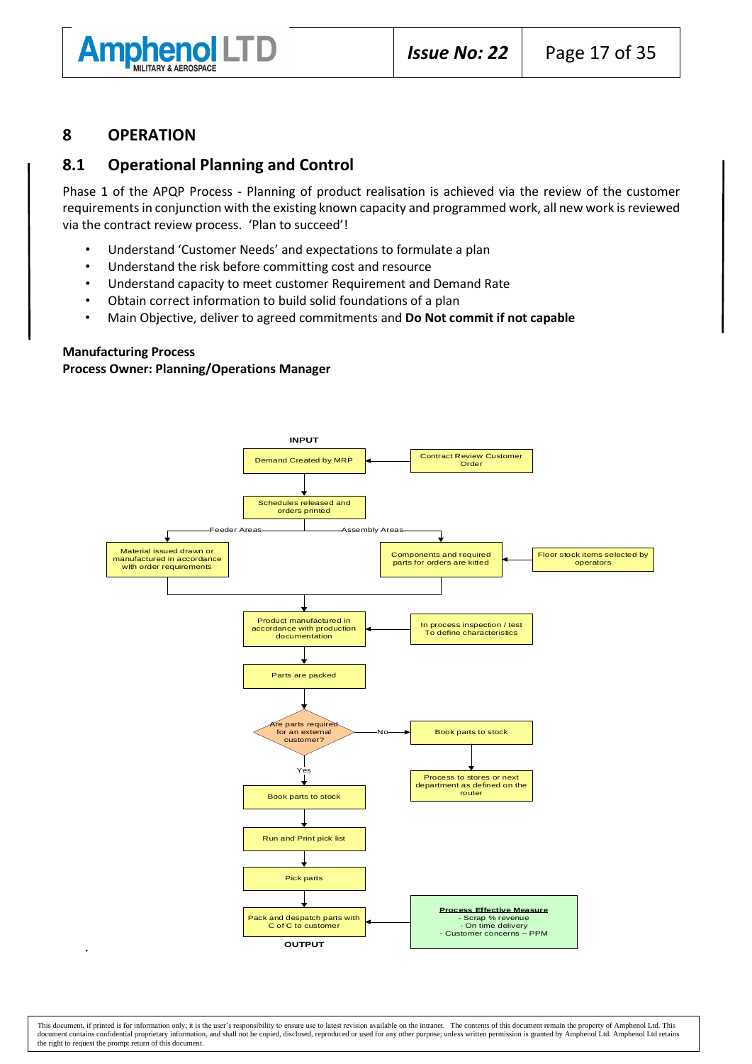# 8 OPERATION

## 8.1 Operational Planning and Control

Phase 1 of the APQP Process - Planning of product realisation is achieved via the review of the customer requirements in conjunction with the existing known capacity and programmed work, all new work is reviewed via the contract review process. 'Plan to succeed'!

- Understand 'Customer Needs' and expectations to formulate a plan
- Understand the risk before committing cost and resource
- Understand capacity to meet customer Requirement and Demand Rate
- Obtain correct information to build solid foundations of a plan
- Main Objective, deliver to agreed commitments and **Do Not commit if not capable**

**Manufacturing Process**
**Process Owner: Planning/Operations Manager**

INPUT

- Demand Created by MRP ← Contract Review Customer Order
- Schedules released and orders printed
  - Feeder Areas → Material issued drawn or manufactured in accordance with order requirements
  - Assembly Areas → Components and required parts for orders are kitted ← Floor stock items selected by operators
- Product manufactured in accordance with production documentation ← In process inspection / test To define characteristics
- Parts are packed
- Are parts required for an external customer?
  - No → Book parts to stock → Process to stores or next department as defined on the router
  - Yes → Book parts to stock
- Run and Print pick list
- Pick parts
- Pack and despatch parts with C of C to customer ← **Process Effective Measure**: - Scrap % revenue - On time delivery - Customer concerns – PPM

OUTPUT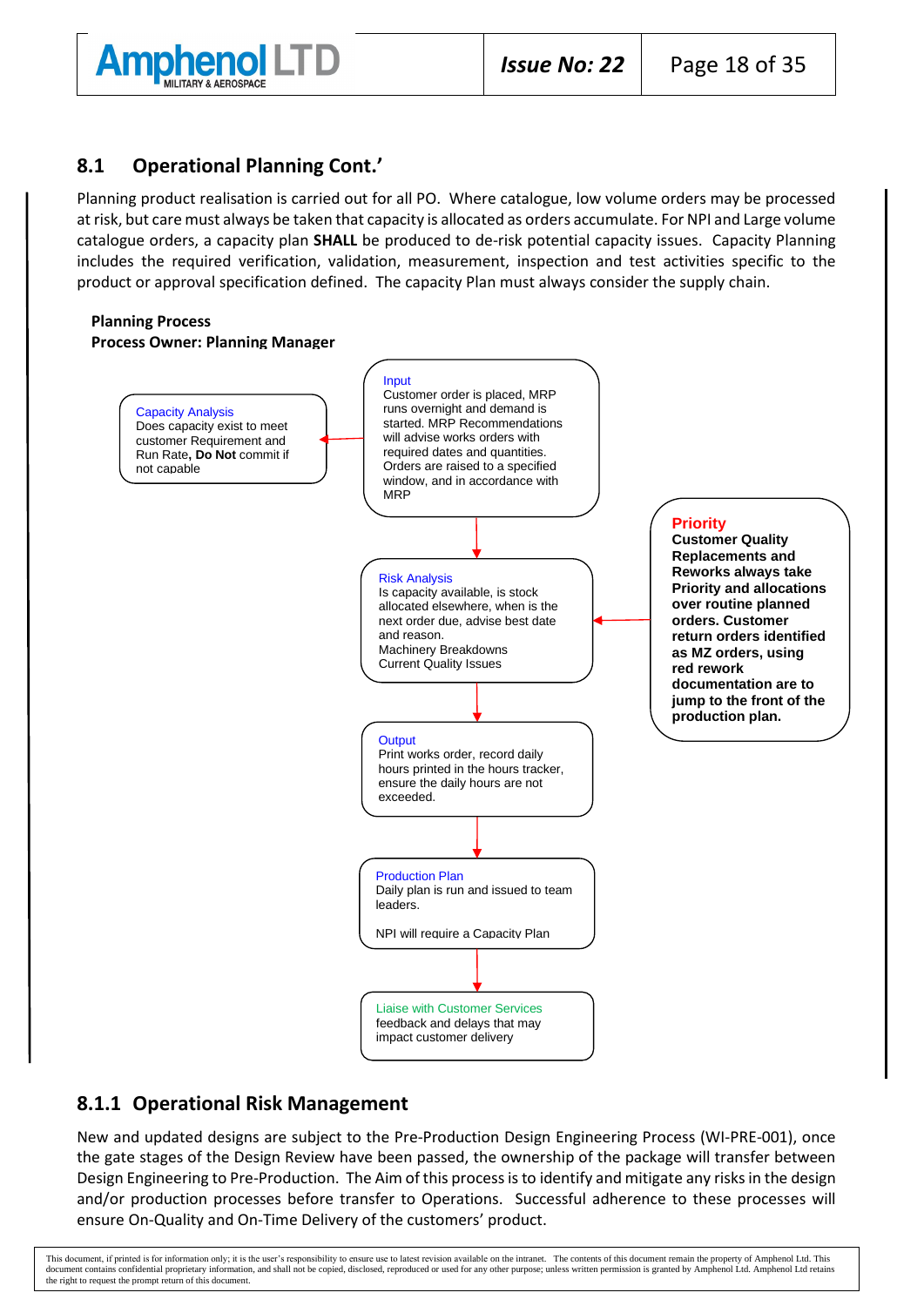## 8.1 Operational Planning Cont.'

Planning product realisation is carried out for all PO. Where catalogue, low volume orders may be processed at risk, but care must always be taken that capacity is allocated as orders accumulate. For NPI and Large volume catalogue orders, a capacity plan **SHALL** be produced to de-risk potential capacity issues. Capacity Planning includes the required verification, validation, measurement, inspection and test activities specific to the product or approval specification defined. The capacity Plan must always consider the supply chain.

**Planning Process**
**Process Owner: Planning Manager**

**Input**
Customer order is placed, MRP runs overnight and demand is started. MRP Recommendations will advise works orders with required dates and quantities. Orders are raised to a specified window, and in accordance with MRP

**Capacity Analysis**
Does capacity exist to meet customer Requirement and Run Rate**, Do Not** commit if not capable

**Risk Analysis**
Is capacity available, is stock allocated elsewhere, when is the next order due, advise best date and reason.
Machinery Breakdowns
Current Quality Issues

**Priority**
**Customer Quality Replacements and Reworks always take Priority and allocations over routine planned orders. Customer return orders identified as MZ orders, using red rework documentation are to jump to the front of the production plan.**

**Output**
Print works order, record daily hours printed in the hours tracker, ensure the daily hours are not exceeded.

**Production Plan**
Daily plan is run and issued to team leaders.

NPI will require a Capacity Plan

**Liaise with Customer Services**
feedback and delays that may impact customer delivery

### 8.1.1 Operational Risk Management

New and updated designs are subject to the Pre-Production Design Engineering Process (WI-PRE-001), once the gate stages of the Design Review have been passed, the ownership of the package will transfer between Design Engineering to Pre-Production. The Aim of this process is to identify and mitigate any risks in the design and/or production processes before transfer to Operations. Successful adherence to these processes will ensure On-Quality and On-Time Delivery of the customers' product.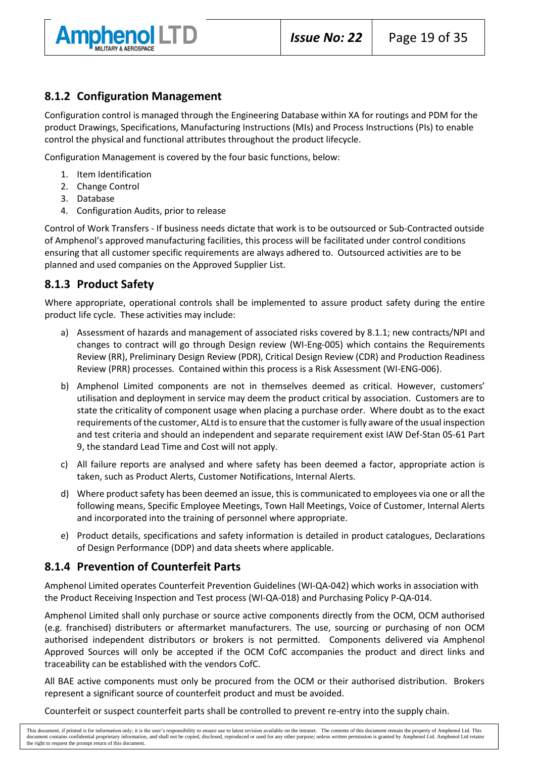### 8.1.2 Configuration Management

Configuration control is managed through the Engineering Database within XA for routings and PDM for the product Drawings, Specifications, Manufacturing Instructions (MIs) and Process Instructions (PIs) to enable control the physical and functional attributes throughout the product lifecycle.

Configuration Management is covered by the four basic functions, below:

1. Item Identification
2. Change Control
3. Database
4. Configuration Audits, prior to release

Control of Work Transfers - If business needs dictate that work is to be outsourced or Sub-Contracted outside of Amphenol's approved manufacturing facilities, this process will be facilitated under control conditions ensuring that all customer specific requirements are always adhered to. Outsourced activities are to be planned and used companies on the Approved Supplier List.

### 8.1.3 Product Safety

Where appropriate, operational controls shall be implemented to assure product safety during the entire product life cycle. These activities may include:

a) Assessment of hazards and management of associated risks covered by 8.1.1; new contracts/NPI and changes to contract will go through Design review (WI-Eng-005) which contains the Requirements Review (RR), Preliminary Design Review (PDR), Critical Design Review (CDR) and Production Readiness Review (PRR) processes. Contained within this process is a Risk Assessment (WI-ENG-006).

b) Amphenol Limited components are not in themselves deemed as critical. However, customers' utilisation and deployment in service may deem the product critical by association. Customers are to state the criticality of component usage when placing a purchase order. Where doubt as to the exact requirements of the customer, ALtd is to ensure that the customer is fully aware of the usual inspection and test criteria and should an independent and separate requirement exist IAW Def-Stan 05-61 Part 9, the standard Lead Time and Cost will not apply.

c) All failure reports are analysed and where safety has been deemed a factor, appropriate action is taken, such as Product Alerts, Customer Notifications, Internal Alerts.

d) Where product safety has been deemed an issue, this is communicated to employees via one or all the following means, Specific Employee Meetings, Town Hall Meetings, Voice of Customer, Internal Alerts and incorporated into the training of personnel where appropriate.

e) Product details, specifications and safety information is detailed in product catalogues, Declarations of Design Performance (DDP) and data sheets where applicable.

### 8.1.4 Prevention of Counterfeit Parts

Amphenol Limited operates Counterfeit Prevention Guidelines (WI-QA-042) which works in association with the Product Receiving Inspection and Test process (WI-QA-018) and Purchasing Policy P-QA-014.

Amphenol Limited shall only purchase or source active components directly from the OCM, OCM authorised (e.g. franchised) distributers or aftermarket manufacturers. The use, sourcing or purchasing of non OCM authorised independent distributors or brokers is not permitted. Components delivered via Amphenol Approved Sources will only be accepted if the OCM CofC accompanies the product and direct links and traceability can be established with the vendors CofC.

All BAE active components must only be procured from the OCM or their authorised distribution. Brokers represent a significant source of counterfeit product and must be avoided.

Counterfeit or suspect counterfeit parts shall be controlled to prevent re-entry into the supply chain.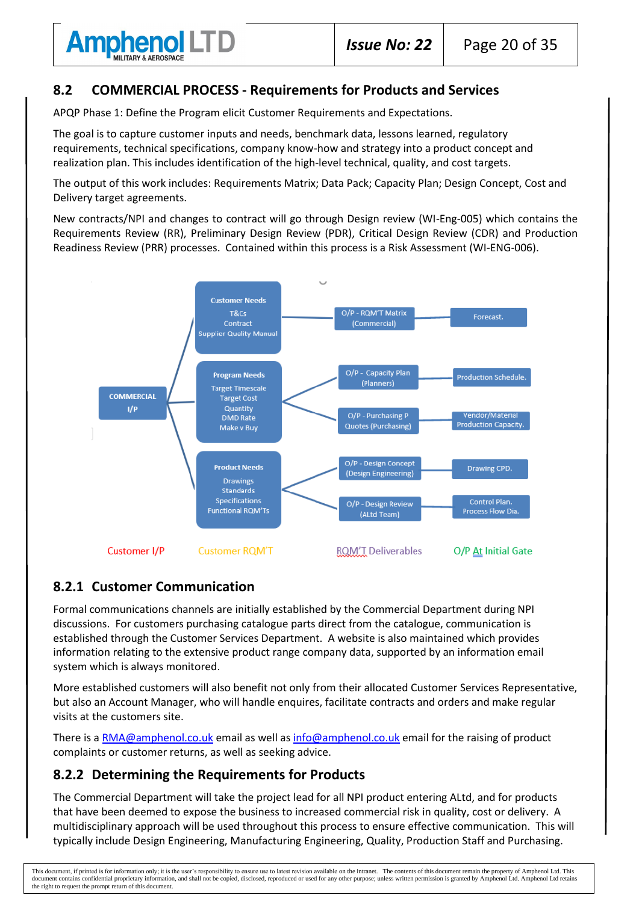## 8.2 COMMERCIAL PROCESS - Requirements for Products and Services

APQP Phase 1: Define the Program elicit Customer Requirements and Expectations.

The goal is to capture customer inputs and needs, benchmark data, lessons learned, regulatory requirements, technical specifications, company know-how and strategy into a product concept and realization plan. This includes identification of the high-level technical, quality, and cost targets.

The output of this work includes: Requirements Matrix; Data Pack; Capacity Plan; Design Concept, Cost and Delivery target agreements.

New contracts/NPI and changes to contract will go through Design review (WI-Eng-005) which contains the Requirements Review (RR), Preliminary Design Review (PDR), Critical Design Review (CDR) and Production Readiness Review (PRR) processes. Contained within this process is a Risk Assessment (WI-ENG-006).

| Customer I/P | Customer RQM'T | RQM'T Deliverables | O/P At Initial Gate |
|---|---|---|---|
| COMMERCIAL I/P | Customer Needs: T&Cs, Contract, Supplier Quality Manual | O/P - RQM'T Matrix (Commercial) | Forecast. |
| | Program Needs: Target Timescale, Target Cost, Quantity, DMD Rate, Make v Buy | O/P - Capacity Plan (Planners) | Production Schedule. |
| | | O/P - Purchasing P Quotes (Purchasing) | Vendor/Material Production Capacity. |
| | Product Needs: Drawings, Standards, Specifications, Functional RQM'Ts | O/P - Design Concept (Design Engineering) | Drawing CPD. |
| | | O/P - Design Review (ALtd Team) | Control Plan. Process Flow Dia. |

### 8.2.1 Customer Communication

Formal communications channels are initially established by the Commercial Department during NPI discussions. For customers purchasing catalogue parts direct from the catalogue, communication is established through the Customer Services Department. A website is also maintained which provides information relating to the extensive product range company data, supported by an information email system which is always monitored.

More established customers will also benefit not only from their allocated Customer Services Representative, but also an Account Manager, who will handle enquires, facilitate contracts and orders and make regular visits at the customers site.

There is a RMA@amphenol.co.uk email as well as info@amphenol.co.uk email for the raising of product complaints or customer returns, as well as seeking advice.

### 8.2.2 Determining the Requirements for Products

The Commercial Department will take the project lead for all NPI product entering ALtd, and for products that have been deemed to expose the business to increased commercial risk in quality, cost or delivery. A multidisciplinary approach will be used throughout this process to ensure effective communication. This will typically include Design Engineering, Manufacturing Engineering, Quality, Production Staff and Purchasing.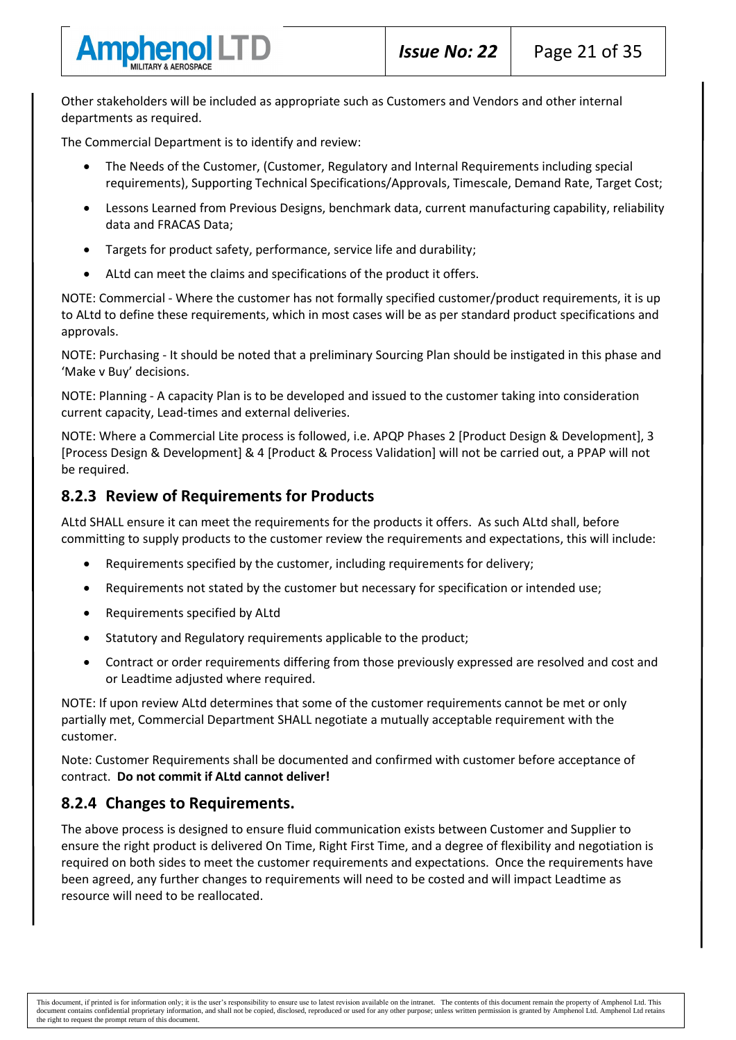Other stakeholders will be included as appropriate such as Customers and Vendors and other internal departments as required.

The Commercial Department is to identify and review:

- The Needs of the Customer, (Customer, Regulatory and Internal Requirements including special requirements), Supporting Technical Specifications/Approvals, Timescale, Demand Rate, Target Cost;
- Lessons Learned from Previous Designs, benchmark data, current manufacturing capability, reliability data and FRACAS Data;
- Targets for product safety, performance, service life and durability;
- ALtd can meet the claims and specifications of the product it offers.

NOTE: Commercial - Where the customer has not formally specified customer/product requirements, it is up to ALtd to define these requirements, which in most cases will be as per standard product specifications and approvals.

NOTE: Purchasing - It should be noted that a preliminary Sourcing Plan should be instigated in this phase and 'Make v Buy' decisions.

NOTE: Planning - A capacity Plan is to be developed and issued to the customer taking into consideration current capacity, Lead-times and external deliveries.

NOTE: Where a Commercial Lite process is followed, i.e. APQP Phases 2 [Product Design & Development], 3 [Process Design & Development] & 4 [Product & Process Validation] will not be carried out, a PPAP will not be required.

## 8.2.3 Review of Requirements for Products

ALtd SHALL ensure it can meet the requirements for the products it offers. As such ALtd shall, before committing to supply products to the customer review the requirements and expectations, this will include:

- Requirements specified by the customer, including requirements for delivery;
- Requirements not stated by the customer but necessary for specification or intended use;
- Requirements specified by ALtd
- Statutory and Regulatory requirements applicable to the product;
- Contract or order requirements differing from those previously expressed are resolved and cost and or Leadtime adjusted where required.

NOTE: If upon review ALtd determines that some of the customer requirements cannot be met or only partially met, Commercial Department SHALL negotiate a mutually acceptable requirement with the customer.

Note: Customer Requirements shall be documented and confirmed with customer before acceptance of contract. **Do not commit if ALtd cannot deliver!**

## 8.2.4 Changes to Requirements.

The above process is designed to ensure fluid communication exists between Customer and Supplier to ensure the right product is delivered On Time, Right First Time, and a degree of flexibility and negotiation is required on both sides to meet the customer requirements and expectations. Once the requirements have been agreed, any further changes to requirements will need to be costed and will impact Leadtime as resource will need to be reallocated.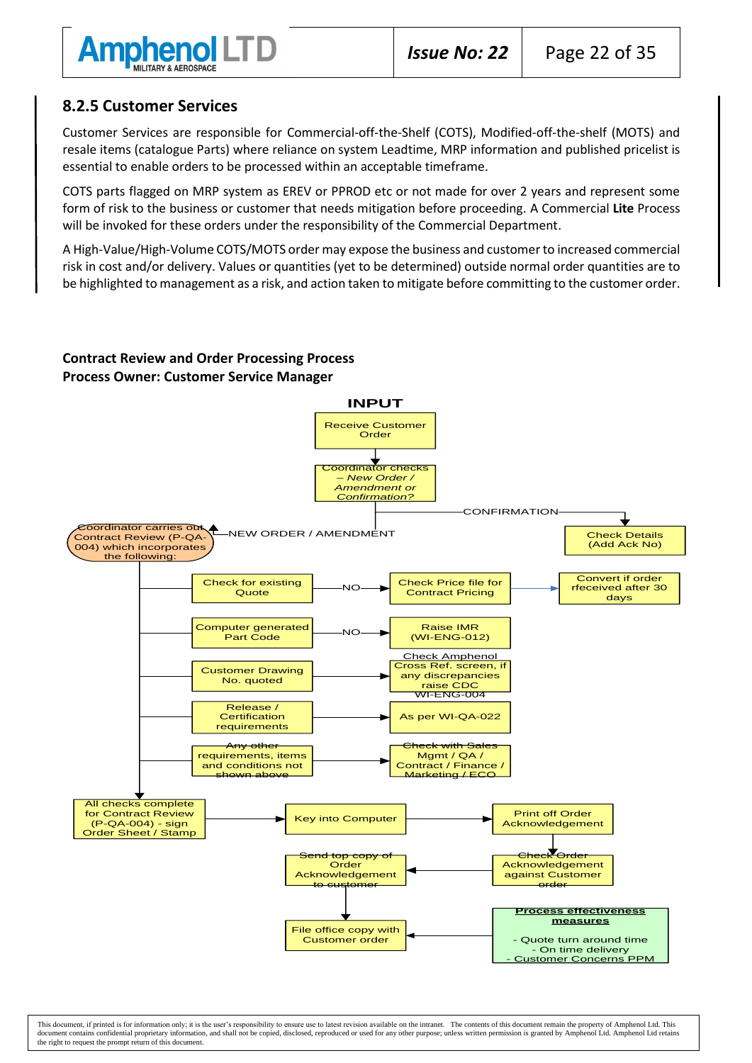### 8.2.5 Customer Services

Customer Services are responsible for Commercial-off-the-Shelf (COTS), Modified-off-the-shelf (MOTS) and resale items (catalogue Parts) where reliance on system Leadtime, MRP information and published pricelist is essential to enable orders to be processed within an acceptable timeframe.

COTS parts flagged on MRP system as EREV or PPROD etc or not made for over 2 years and represent some form of risk to the business or customer that needs mitigation before proceeding. A Commercial **Lite** Process will be invoked for these orders under the responsibility of the Commercial Department.

A High-Value/High-Volume COTS/MOTS order may expose the business and customer to increased commercial risk in cost and/or delivery. Values or quantities (yet to be determined) outside normal order quantities are to be highlighted to management as a risk, and action taken to mitigate before committing to the customer order.

**Contract Review and Order Processing Process**
**Process Owner: Customer Service Manager**

**INPUT**

- Receive Customer Order
- Coordinator checks – *New Order / Amendment or Confirmation?*
  - CONFIRMATION → Check Details (Add Ack No)
  - NEW ORDER / AMENDMENT → Coordinator carries out Contract Review (P-QA-004) which incorporates the following:
    - Check for existing Quote — NO → Check Price file for Contract Pricing → Convert if order rfeceived after 30 days
    - Computer generated Part Code — NO → Raise IMR (WI-ENG-012)
    - Customer Drawing No. quoted → Check Amphenol Cross Ref. screen, if any discrepancies raise CDC WI-ENG-004
    - Release / Certification requirements → As per WI-QA-022
    - Any other requirements, items and conditions not shown above → Check with Sales Mgmt / QA / Contract / Finance / Marketing / ECO
- All checks complete for Contract Review (P-QA-004) - sign Order Sheet / Stamp
- Key into Computer
- Print off Order Acknowledgement
- Check Order Acknowledgement against Customer order
- Send top copy of Order Acknowledgement to customer
- File office copy with Customer order

**Process effectiveness measures**

- Quote turn around time
- On time delivery
- Customer Concerns PPM

This document, if printed is for information only; it is the user's responsibility to ensure use to latest revision available on the intranet. The contents of this document remain the property of Amphenol Ltd. This document contains confidential proprietary information, and shall not be copied, disclosed, reproduced or used for any other purpose; unless written permission is granted by Amphenol Ltd. Amphenol Ltd retains the right to request the prompt return of this document.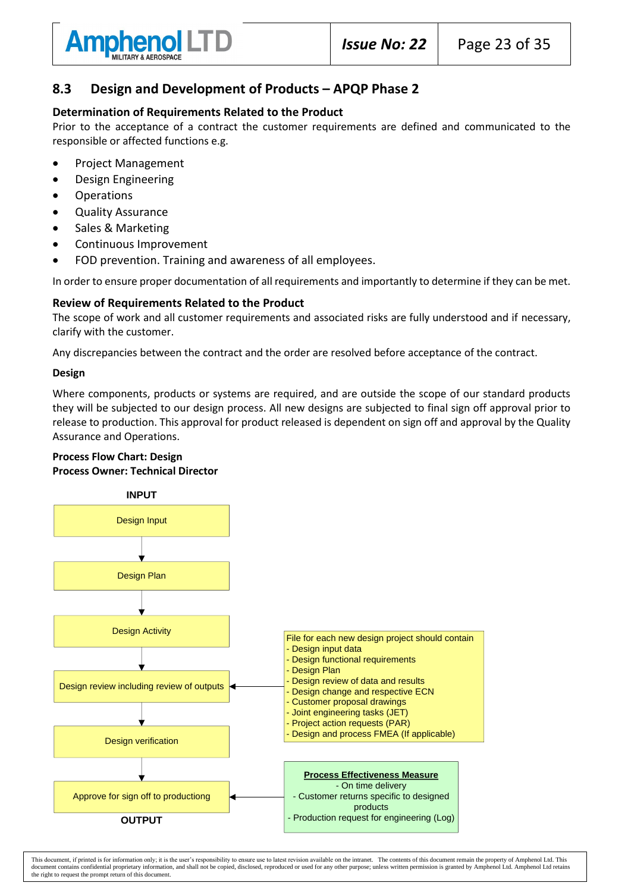## 8.3 Design and Development of Products – APQP Phase 2

### Determination of Requirements Related to the Product

Prior to the acceptance of a contract the customer requirements are defined and communicated to the responsible or affected functions e.g.

- Project Management
- Design Engineering
- Operations
- Quality Assurance
- Sales & Marketing
- Continuous Improvement
- FOD prevention. Training and awareness of all employees.

In order to ensure proper documentation of all requirements and importantly to determine if they can be met.

### Review of Requirements Related to the Product

The scope of work and all customer requirements and associated risks are fully understood and if necessary, clarify with the customer.

Any discrepancies between the contract and the order are resolved before acceptance of the contract.

**Design**

Where components, products or systems are required, and are outside the scope of our standard products they will be subjected to our design process. All new designs are subjected to final sign off approval prior to release to production. This approval for product released is dependent on sign off and approval by the Quality Assurance and Operations.

**Process Flow Chart: Design**
**Process Owner: Technical Director**

**INPUT**

Design Input
↓
Design Plan
↓
Design Activity
↓
Design review including review of outputs ← File for each new design project should contain
- Design input data
- Design functional requirements
- Design Plan
- Design review of data and results
- Design change and respective ECN
- Customer proposal drawings
- Joint engineering tasks (JET)
- Project action requests (PAR)
- Design and process FMEA (If applicable)

↓
Design verification
↓
Approve for sign off to productiong ← **Process Effectiveness Measure**
- On time delivery
- Customer returns specific to designed products
- Production request for engineering (Log)

**OUTPUT**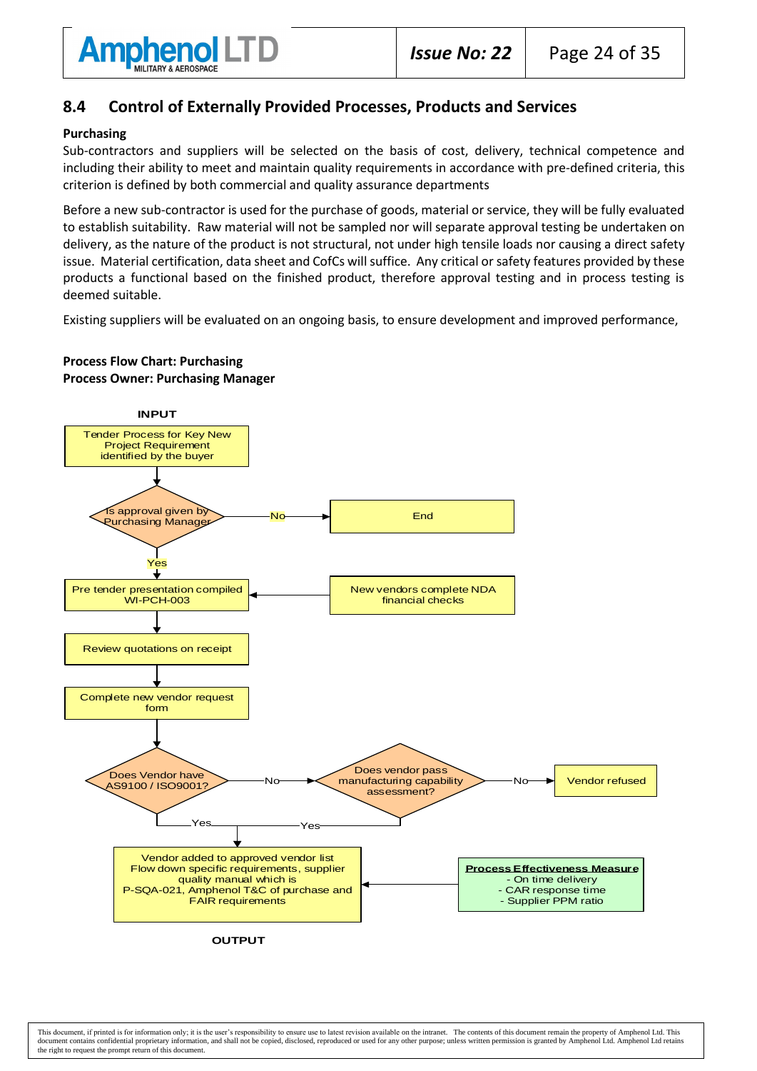## 8.4 Control of Externally Provided Processes, Products and Services

**Purchasing**

Sub-contractors and suppliers will be selected on the basis of cost, delivery, technical competence and including their ability to meet and maintain quality requirements in accordance with pre-defined criteria, this criterion is defined by both commercial and quality assurance departments

Before a new sub-contractor is used for the purchase of goods, material or service, they will be fully evaluated to establish suitability. Raw material will not be sampled nor will separate approval testing be undertaken on delivery, as the nature of the product is not structural, not under high tensile loads nor causing a direct safety issue. Material certification, data sheet and CofCs will suffice. Any critical or safety features provided by these products a functional based on the finished product, therefore approval testing and in process testing is deemed suitable.

Existing suppliers will be evaluated on an ongoing basis, to ensure development and improved performance,

**Process Flow Chart: Purchasing**
**Process Owner: Purchasing Manager**

INPUT

- Tender Process for Key New Project Requirement identified by the buyer
- Is approval given by Purchasing Manager?
  - No → End
  - Yes → Pre tender presentation compiled WI-PCH-003 (input: New vendors complete NDA financial checks)
- Review quotations on receipt
- Complete new vendor request form
- Does Vendor have AS9100 / ISO9001?
  - Yes → Vendor added to approved vendor list
  - No → Does vendor pass manufacturing capability assessment?
    - No → Vendor refused
    - Yes → Vendor added to approved vendor list
- Vendor added to approved vendor list Flow down specific requirements, supplier quality manual which is P-SQA-021, Amphenol T&C of purchase and FAIR requirements

**Process Effectiveness Measure**
- On time delivery
- CAR response time
- Supplier PPM ratio

OUTPUT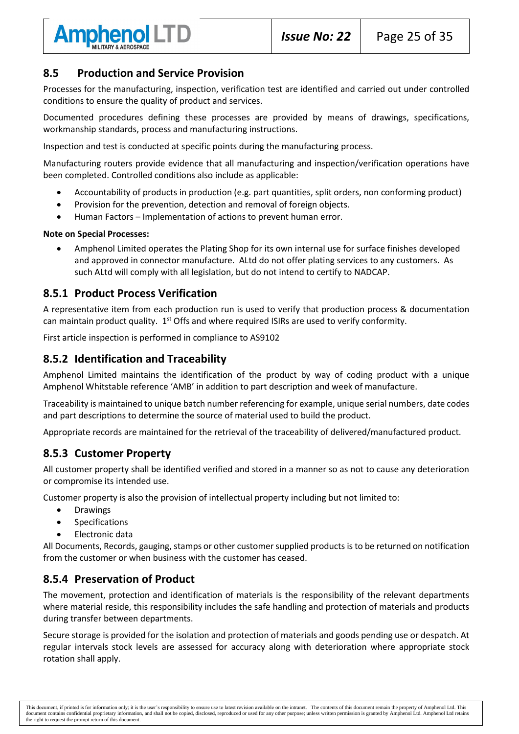## 8.5 Production and Service Provision

Processes for the manufacturing, inspection, verification test are identified and carried out under controlled conditions to ensure the quality of product and services.

Documented procedures defining these processes are provided by means of drawings, specifications, workmanship standards, process and manufacturing instructions.

Inspection and test is conducted at specific points during the manufacturing process.

Manufacturing routers provide evidence that all manufacturing and inspection/verification operations have been completed. Controlled conditions also include as applicable:

- Accountability of products in production (e.g. part quantities, split orders, non conforming product)
- Provision for the prevention, detection and removal of foreign objects.
- Human Factors – Implementation of actions to prevent human error.

**Note on Special Processes:**

- Amphenol Limited operates the Plating Shop for its own internal use for surface finishes developed and approved in connector manufacture. ALtd do not offer plating services to any customers. As such ALtd will comply with all legislation, but do not intend to certify to NADCAP.

### 8.5.1 Product Process Verification

A representative item from each production run is used to verify that production process & documentation can maintain product quality. 1st Offs and where required ISIRs are used to verify conformity.

First article inspection is performed in compliance to AS9102

### 8.5.2 Identification and Traceability

Amphenol Limited maintains the identification of the product by way of coding product with a unique Amphenol Whitstable reference 'AMB' in addition to part description and week of manufacture.

Traceability is maintained to unique batch number referencing for example, unique serial numbers, date codes and part descriptions to determine the source of material used to build the product.

Appropriate records are maintained for the retrieval of the traceability of delivered/manufactured product.

### 8.5.3 Customer Property

All customer property shall be identified verified and stored in a manner so as not to cause any deterioration or compromise its intended use.

Customer property is also the provision of intellectual property including but not limited to:

- Drawings
- Specifications
- Electronic data

All Documents, Records, gauging, stamps or other customer supplied products is to be returned on notification from the customer or when business with the customer has ceased.

### 8.5.4 Preservation of Product

The movement, protection and identification of materials is the responsibility of the relevant departments where material reside, this responsibility includes the safe handling and protection of materials and products during transfer between departments.

Secure storage is provided for the isolation and protection of materials and goods pending use or despatch. At regular intervals stock levels are assessed for accuracy along with deterioration where appropriate stock rotation shall apply.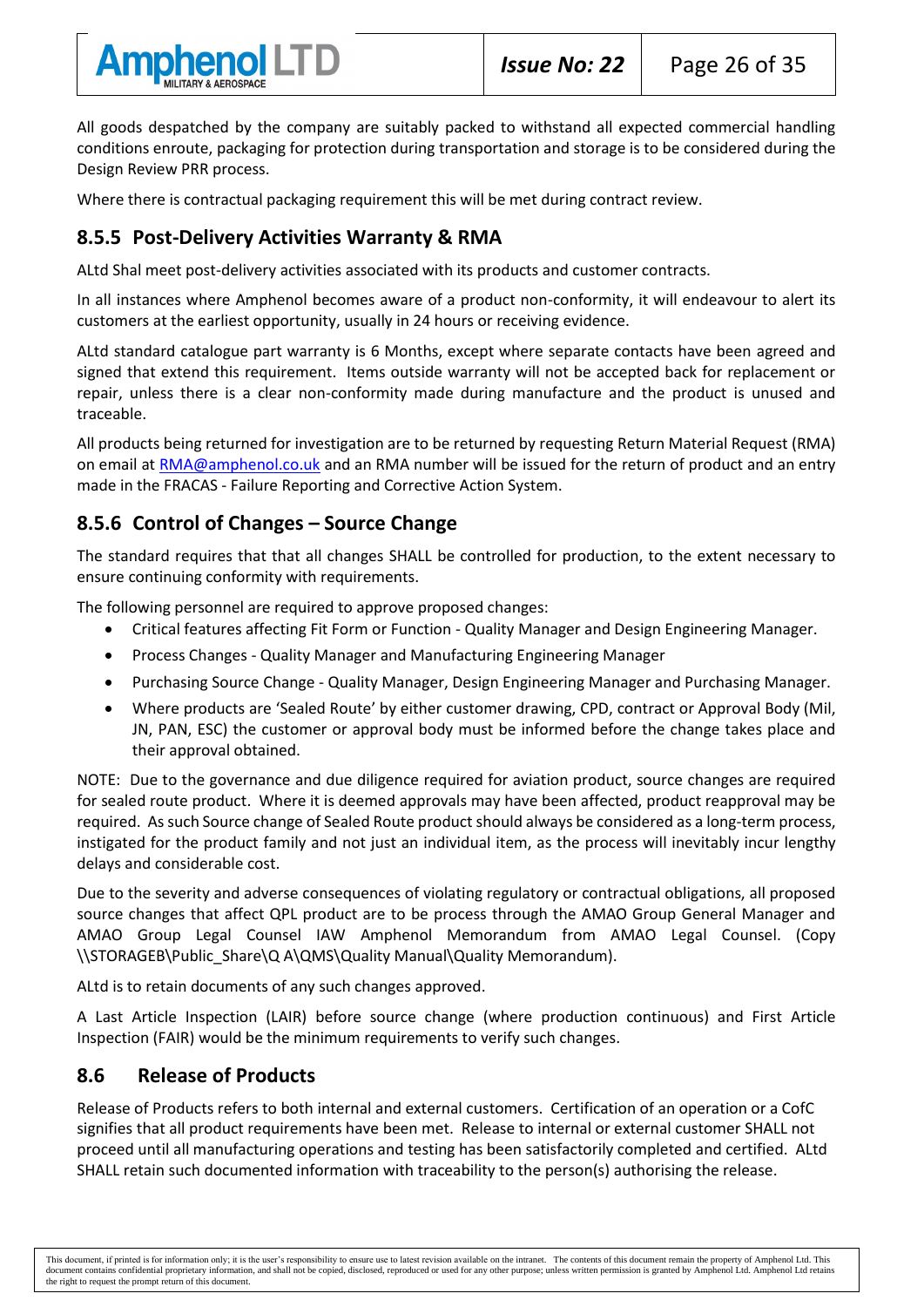All goods despatched by the company are suitably packed to withstand all expected commercial handling conditions enroute, packaging for protection during transportation and storage is to be considered during the Design Review PRR process.

Where there is contractual packaging requirement this will be met during contract review.

### 8.5.5 Post-Delivery Activities Warranty & RMA

ALtd Shal meet post-delivery activities associated with its products and customer contracts.

In all instances where Amphenol becomes aware of a product non-conformity, it will endeavour to alert its customers at the earliest opportunity, usually in 24 hours or receiving evidence.

ALtd standard catalogue part warranty is 6 Months, except where separate contacts have been agreed and signed that extend this requirement. Items outside warranty will not be accepted back for replacement or repair, unless there is a clear non-conformity made during manufacture and the product is unused and traceable.

All products being returned for investigation are to be returned by requesting Return Material Request (RMA) on email at RMA@amphenol.co.uk and an RMA number will be issued for the return of product and an entry made in the FRACAS - Failure Reporting and Corrective Action System.

### 8.5.6 Control of Changes – Source Change

The standard requires that that all changes SHALL be controlled for production, to the extent necessary to ensure continuing conformity with requirements.

The following personnel are required to approve proposed changes:

- Critical features affecting Fit Form or Function - Quality Manager and Design Engineering Manager.
- Process Changes - Quality Manager and Manufacturing Engineering Manager
- Purchasing Source Change - Quality Manager, Design Engineering Manager and Purchasing Manager.
- Where products are 'Sealed Route' by either customer drawing, CPD, contract or Approval Body (Mil, JN, PAN, ESC) the customer or approval body must be informed before the change takes place and their approval obtained.

NOTE: Due to the governance and due diligence required for aviation product, source changes are required for sealed route product. Where it is deemed approvals may have been affected, product reapproval may be required. As such Source change of Sealed Route product should always be considered as a long-term process, instigated for the product family and not just an individual item, as the process will inevitably incur lengthy delays and considerable cost.

Due to the severity and adverse consequences of violating regulatory or contractual obligations, all proposed source changes that affect QPL product are to be process through the AMAO Group General Manager and AMAO Group Legal Counsel IAW Amphenol Memorandum from AMAO Legal Counsel. (Copy \\STORAGEB\Public_Share\Q A\QMS\Quality Manual\Quality Memorandum).

ALtd is to retain documents of any such changes approved.

A Last Article Inspection (LAIR) before source change (where production continuous) and First Article Inspection (FAIR) would be the minimum requirements to verify such changes.

## 8.6 Release of Products

Release of Products refers to both internal and external customers. Certification of an operation or a CofC signifies that all product requirements have been met. Release to internal or external customer SHALL not proceed until all manufacturing operations and testing has been satisfactorily completed and certified. ALtd SHALL retain such documented information with traceability to the person(s) authorising the release.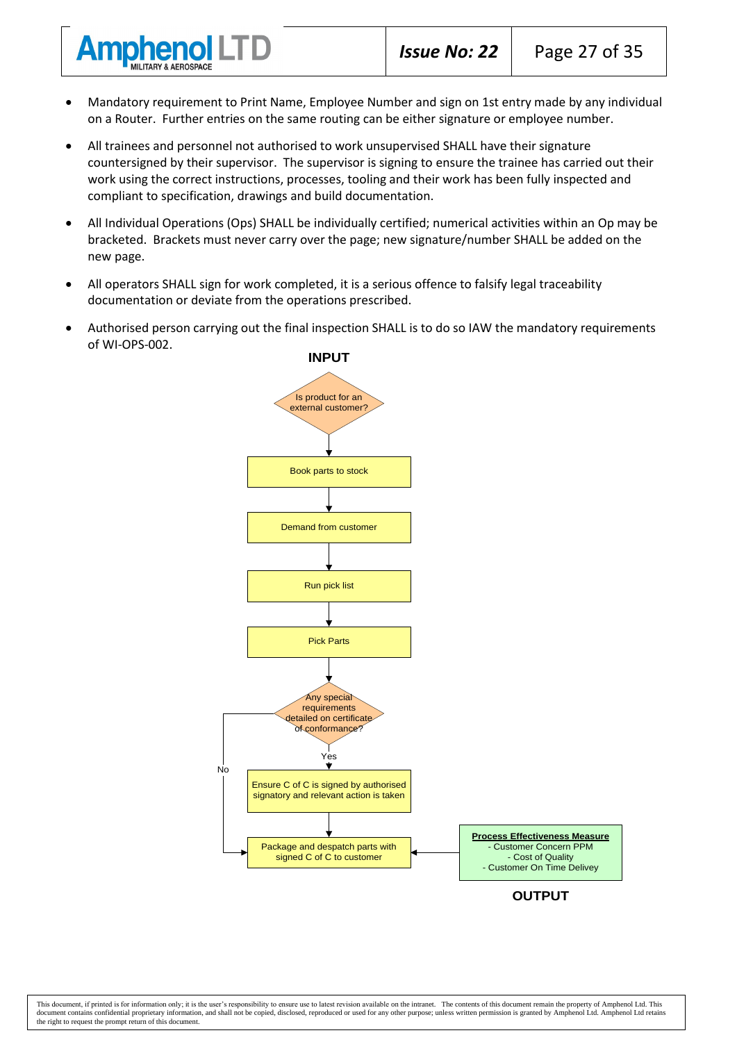- Mandatory requirement to Print Name, Employee Number and sign on 1st entry made by any individual on a Router. Further entries on the same routing can be either signature or employee number.
- All trainees and personnel not authorised to work unsupervised SHALL have their signature countersigned by their supervisor. The supervisor is signing to ensure the trainee has carried out their work using the correct instructions, processes, tooling and their work has been fully inspected and compliant to specification, drawings and build documentation.
- All Individual Operations (Ops) SHALL be individually certified; numerical activities within an Op may be bracketed. Brackets must never carry over the page; new signature/number SHALL be added on the new page.
- All operators SHALL sign for work completed, it is a serious offence to falsify legal traceability documentation or deviate from the operations prescribed.
- Authorised person carrying out the final inspection SHALL is to do so IAW the mandatory requirements of WI-OPS-002.

**INPUT**

Is product for an external customer?

Book parts to stock

Demand from customer

Run pick list

Pick Parts

Any special requirements detailed on certificate of conformance?

Yes

No

Ensure C of C is signed by authorised signatory and relevant action is taken

Package and despatch parts with signed C of C to customer

**Process Effectiveness Measure**
- Customer Concern PPM
- Cost of Quality
- Customer On Time Delivey

**OUTPUT**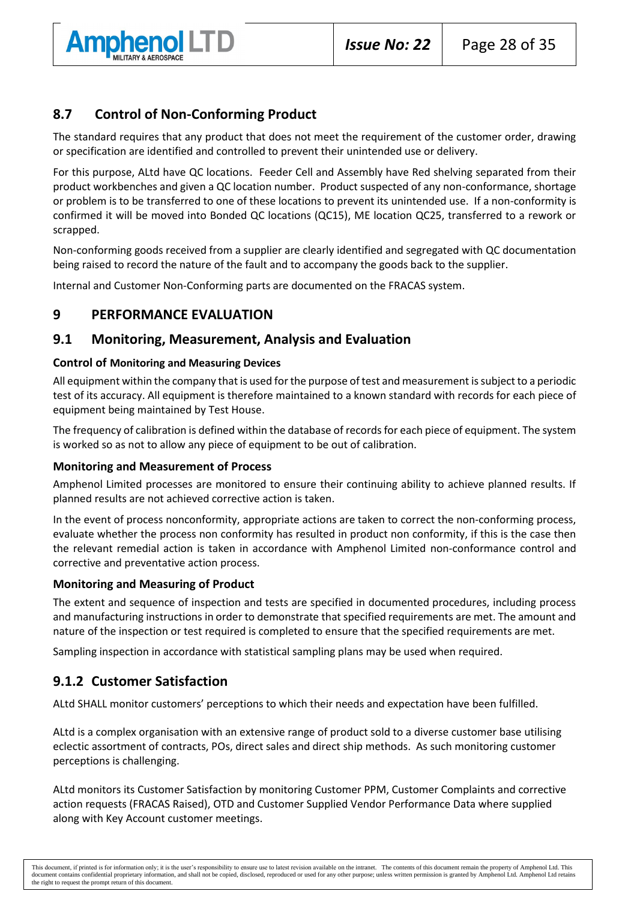## 8.7 Control of Non-Conforming Product

The standard requires that any product that does not meet the requirement of the customer order, drawing or specification are identified and controlled to prevent their unintended use or delivery.

For this purpose, ALtd have QC locations. Feeder Cell and Assembly have Red shelving separated from their product workbenches and given a QC location number. Product suspected of any non-conformance, shortage or problem is to be transferred to one of these locations to prevent its unintended use. If a non-conformity is confirmed it will be moved into Bonded QC locations (QC15), ME location QC25, transferred to a rework or scrapped.

Non-conforming goods received from a supplier are clearly identified and segregated with QC documentation being raised to record the nature of the fault and to accompany the goods back to the supplier.

Internal and Customer Non-Conforming parts are documented on the FRACAS system.

# 9 PERFORMANCE EVALUATION

## 9.1 Monitoring, Measurement, Analysis and Evaluation

**Control of Monitoring and Measuring Devices**

All equipment within the company that is used for the purpose of test and measurement is subject to a periodic test of its accuracy. All equipment is therefore maintained to a known standard with records for each piece of equipment being maintained by Test House.

The frequency of calibration is defined within the database of records for each piece of equipment. The system is worked so as not to allow any piece of equipment to be out of calibration.

**Monitoring and Measurement of Process**

Amphenol Limited processes are monitored to ensure their continuing ability to achieve planned results. If planned results are not achieved corrective action is taken.

In the event of process nonconformity, appropriate actions are taken to correct the non-conforming process, evaluate whether the process non conformity has resulted in product non conformity, if this is the case then the relevant remedial action is taken in accordance with Amphenol Limited non-conformance control and corrective and preventative action process.

**Monitoring and Measuring of Product**

The extent and sequence of inspection and tests are specified in documented procedures, including process and manufacturing instructions in order to demonstrate that specified requirements are met. The amount and nature of the inspection or test required is completed to ensure that the specified requirements are met.

Sampling inspection in accordance with statistical sampling plans may be used when required.

## 9.1.2 Customer Satisfaction

ALtd SHALL monitor customers' perceptions to which their needs and expectation have been fulfilled.

ALtd is a complex organisation with an extensive range of product sold to a diverse customer base utilising eclectic assortment of contracts, POs, direct sales and direct ship methods. As such monitoring customer perceptions is challenging.

ALtd monitors its Customer Satisfaction by monitoring Customer PPM, Customer Complaints and corrective action requests (FRACAS Raised), OTD and Customer Supplied Vendor Performance Data where supplied along with Key Account customer meetings.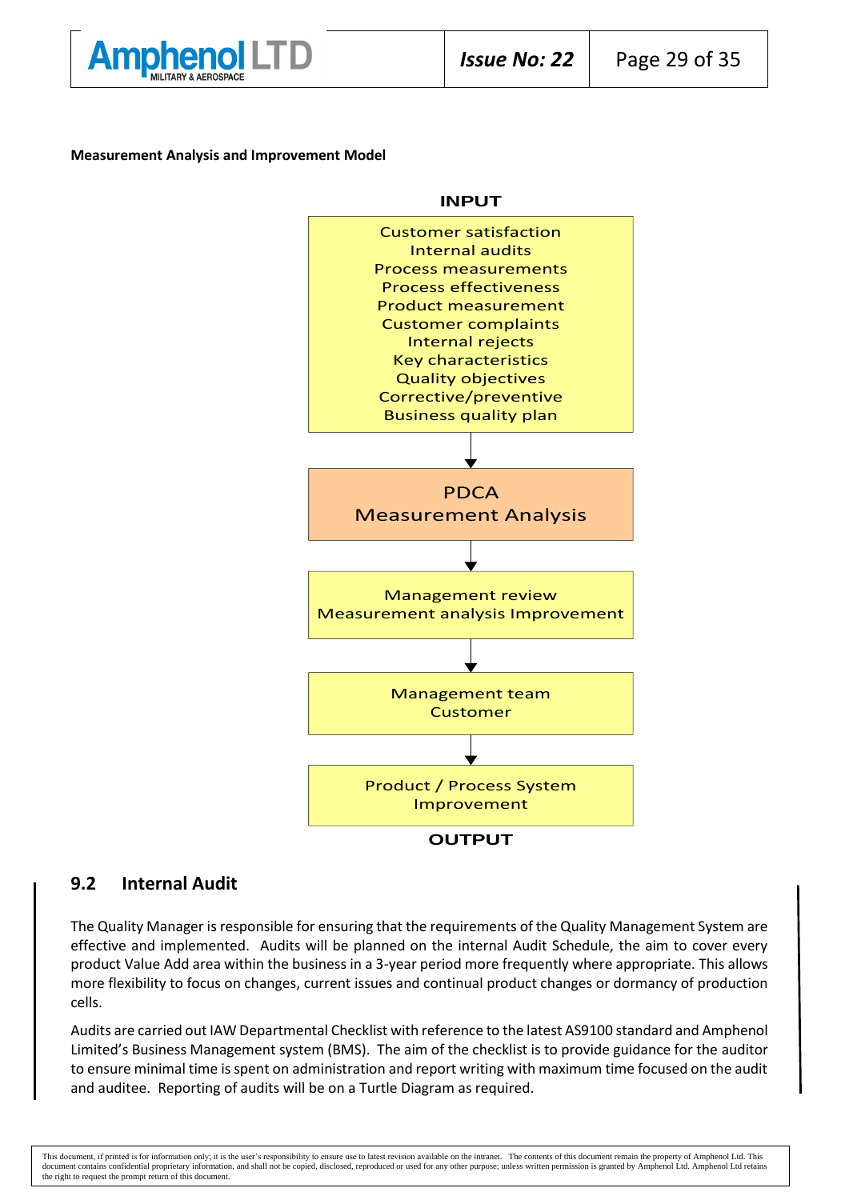**Measurement Analysis and Improvement Model**

**INPUT**

Customer satisfaction
Internal audits
Process measurements
Process effectiveness
Product measurement
Customer complaints
Internal rejects
Key characteristics
Quality objectives
Corrective/preventive
Business quality plan

↓

PDCA
Measurement Analysis

↓

Management review
Measurement analysis Improvement

↓

Management team
Customer

↓

Product / Process System
Improvement

**OUTPUT**

## 9.2 Internal Audit

The Quality Manager is responsible for ensuring that the requirements of the Quality Management System are effective and implemented. Audits will be planned on the internal Audit Schedule, the aim to cover every product Value Add area within the business in a 3-year period more frequently where appropriate. This allows more flexibility to focus on changes, current issues and continual product changes or dormancy of production cells.

Audits are carried out IAW Departmental Checklist with reference to the latest AS9100 standard and Amphenol Limited's Business Management system (BMS). The aim of the checklist is to provide guidance for the auditor to ensure minimal time is spent on administration and report writing with maximum time focused on the audit and auditee. Reporting of audits will be on a Turtle Diagram as required.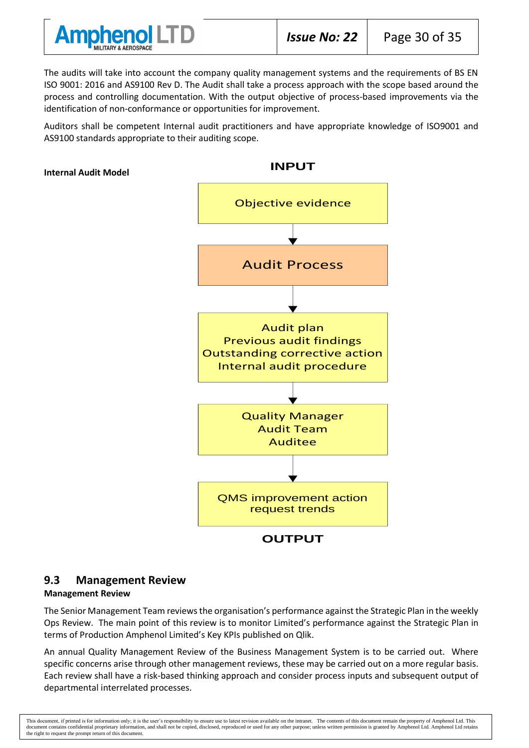The audits will take into account the company quality management systems and the requirements of BS EN ISO 9001: 2016 and AS9100 Rev D. The Audit shall take a process approach with the scope based around the process and controlling documentation. With the output objective of process-based improvements via the identification of non-conformance or opportunities for improvement.

Auditors shall be competent Internal audit practitioners and have appropriate knowledge of ISO9001 and AS9100 standards appropriate to their auditing scope.

**Internal Audit Model**

**INPUT**

Objective evidence

↓

Audit Process

↓

Audit plan
Previous audit findings
Outstanding corrective action
Internal audit procedure

↓

Quality Manager
Audit Team
Auditee

↓

QMS improvement action request trends

**OUTPUT**

## 9.3 Management Review

**Management Review**

The Senior Management Team reviews the organisation's performance against the Strategic Plan in the weekly Ops Review. The main point of this review is to monitor Limited's performance against the Strategic Plan in terms of Production Amphenol Limited's Key KPIs published on Qlik.

An annual Quality Management Review of the Business Management System is to be carried out. Where specific concerns arise through other management reviews, these may be carried out on a more regular basis. Each review shall have a risk-based thinking approach and consider process inputs and subsequent output of departmental interrelated processes.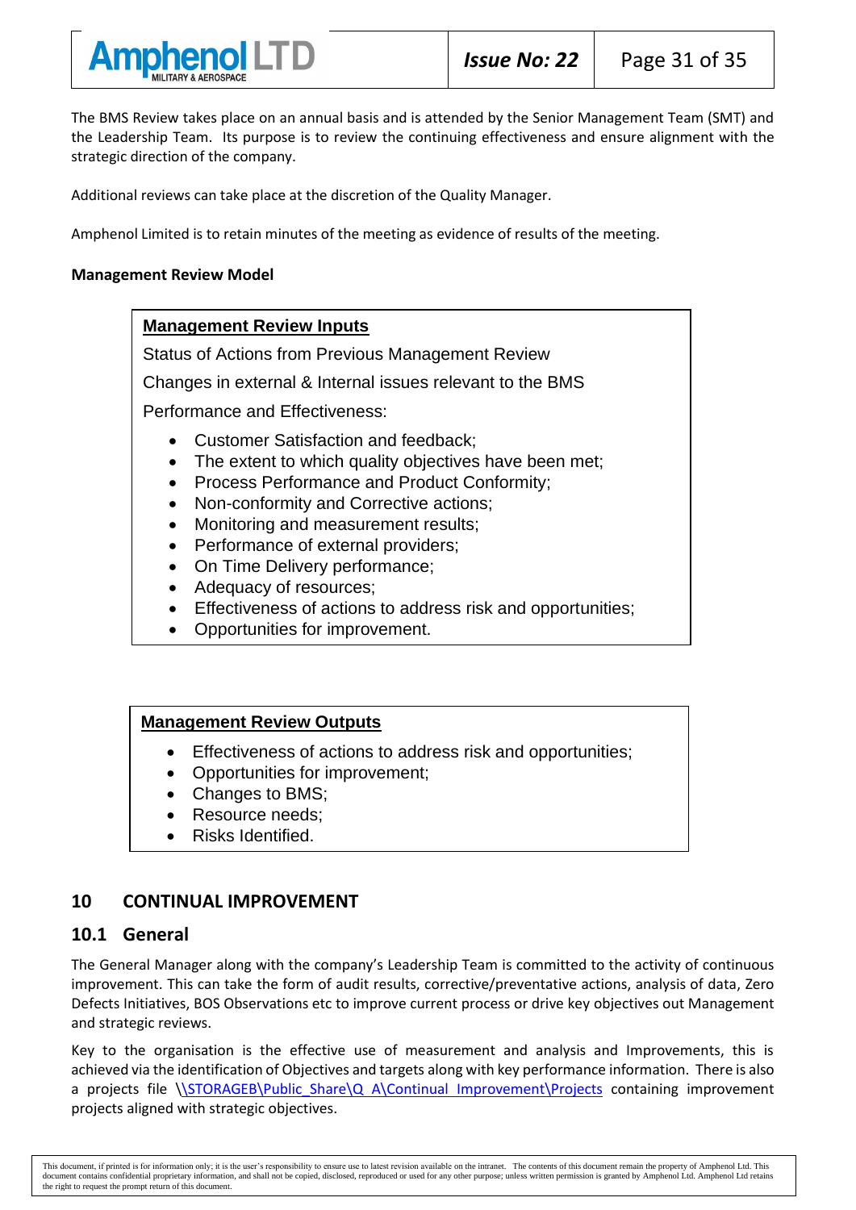The BMS Review takes place on an annual basis and is attended by the Senior Management Team (SMT) and the Leadership Team. Its purpose is to review the continuing effectiveness and ensure alignment with the strategic direction of the company.

Additional reviews can take place at the discretion of the Quality Manager.

Amphenol Limited is to retain minutes of the meeting as evidence of results of the meeting.

**Management Review Model**

**Management Review Inputs**

Status of Actions from Previous Management Review

Changes in external & Internal issues relevant to the BMS

Performance and Effectiveness:

- Customer Satisfaction and feedback;
- The extent to which quality objectives have been met;
- Process Performance and Product Conformity;
- Non-conformity and Corrective actions;
- Monitoring and measurement results;
- Performance of external providers;
- On Time Delivery performance;
- Adequacy of resources;
- Effectiveness of actions to address risk and opportunities;
- Opportunities for improvement.

**Management Review Outputs**

- Effectiveness of actions to address risk and opportunities;
- Opportunities for improvement;
- Changes to BMS;
- Resource needs;
- Risks Identified.

# 10 CONTINUAL IMPROVEMENT

## 10.1 General

The General Manager along with the company's Leadership Team is committed to the activity of continuous improvement. This can take the form of audit results, corrective/preventative actions, analysis of data, Zero Defects Initiatives, BOS Observations etc to improve current process or drive key objectives out Management and strategic reviews.

Key to the organisation is the effective use of measurement and analysis and Improvements, this is achieved via the identification of Objectives and targets along with key performance information. There is also a projects file \\STORAGEB\Public_Share\Q A\Continual Improvement\Projects containing improvement projects aligned with strategic objectives.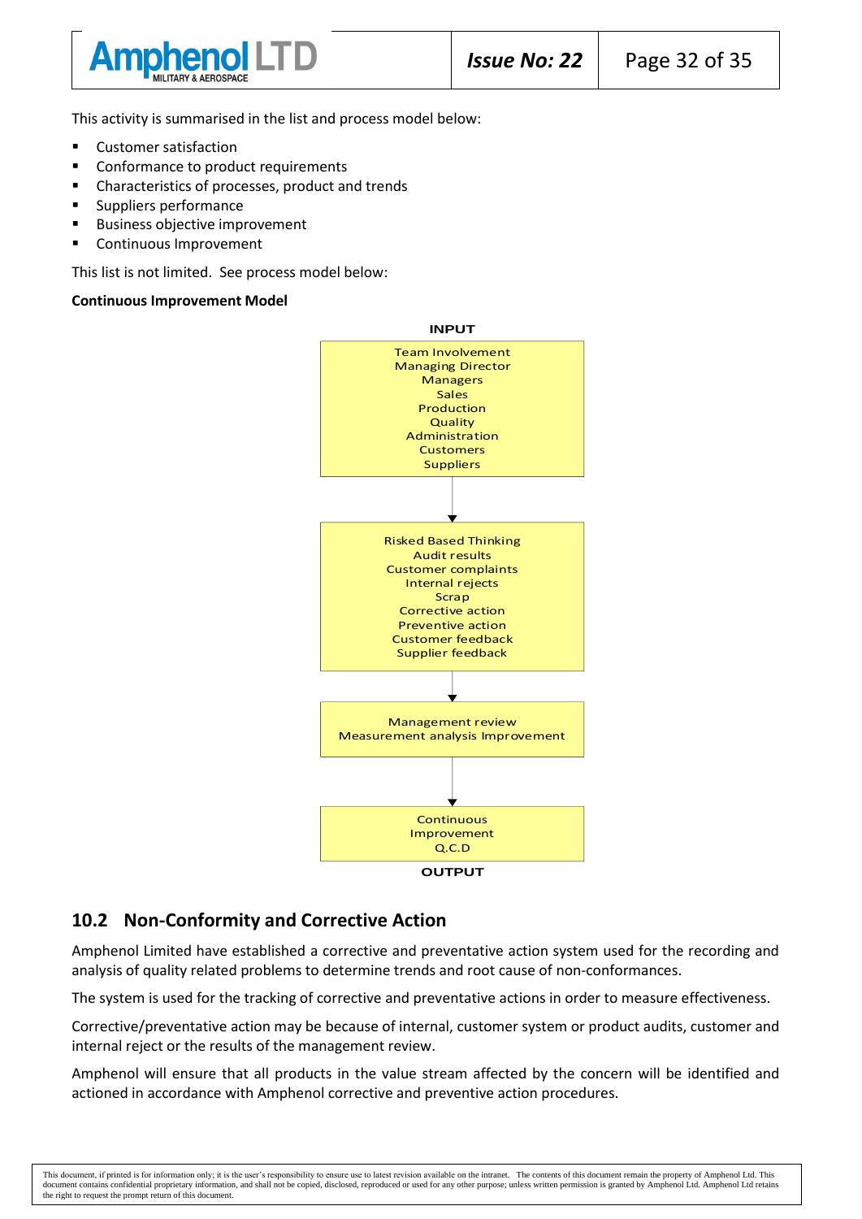This activity is summarised in the list and process model below:

- Customer satisfaction
- Conformance to product requirements
- Characteristics of processes, product and trends
- Suppliers performance
- Business objective improvement
- Continuous Improvement

This list is not limited. See process model below:

**Continuous Improvement Model**

**INPUT**

Team Involvement
Managing Director
Managers
Sales
Production
Quality
Administration
Customers
Suppliers

↓

Risked Based Thinking
Audit results
Customer complaints
Internal rejects
Scrap
Corrective action
Preventive action
Customer feedback
Supplier feedback

↓

Management review
Measurement analysis Improvement

↓

Continuous
Improvement
Q.C.D

**OUTPUT**

## 10.2 Non-Conformity and Corrective Action

Amphenol Limited have established a corrective and preventative action system used for the recording and analysis of quality related problems to determine trends and root cause of non-conformances.

The system is used for the tracking of corrective and preventative actions in order to measure effectiveness.

Corrective/preventative action may be because of internal, customer system or product audits, customer and internal reject or the results of the management review.

Amphenol will ensure that all products in the value stream affected by the concern will be identified and actioned in accordance with Amphenol corrective and preventive action procedures.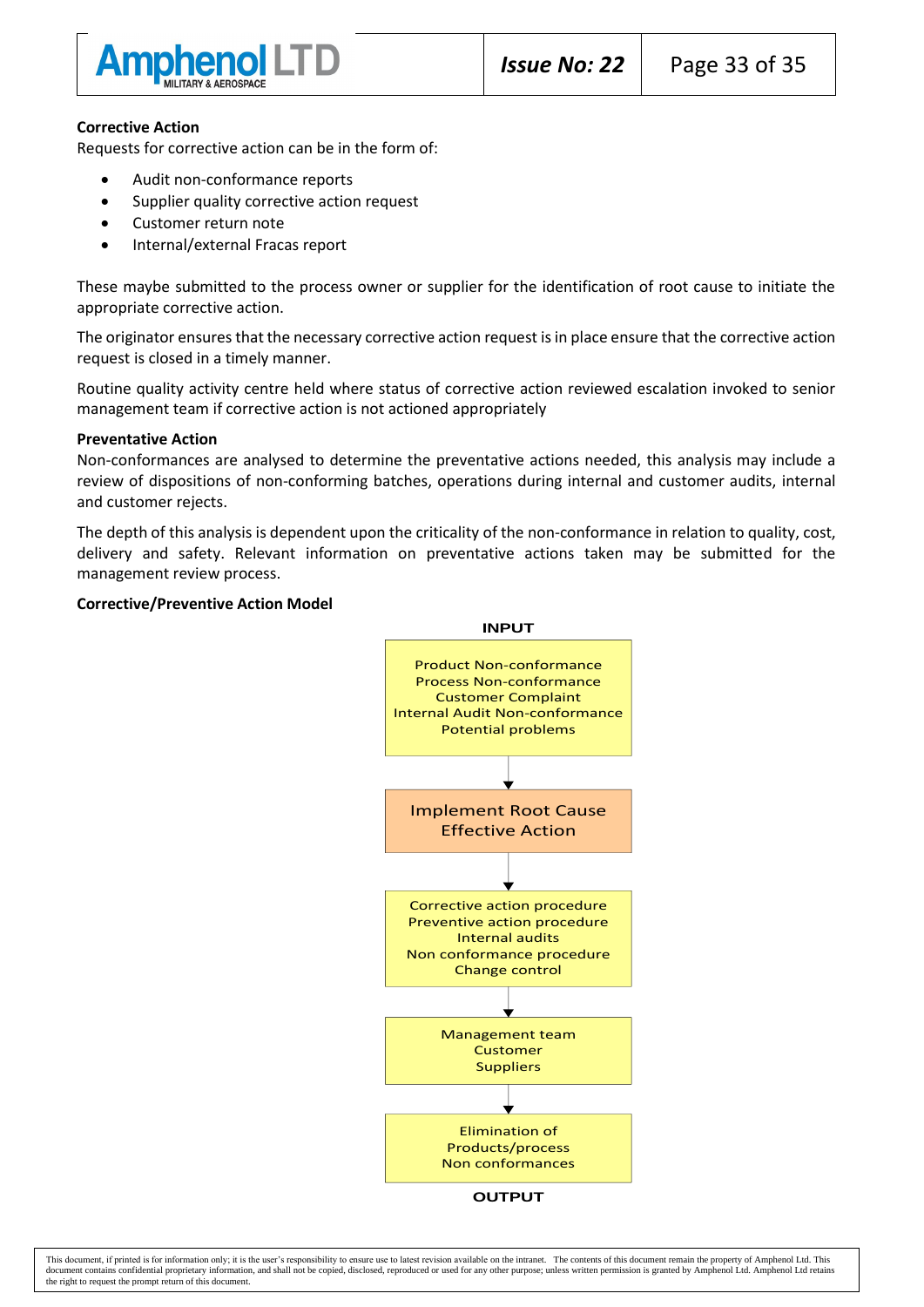**Corrective Action**

Requests for corrective action can be in the form of:

- Audit non-conformance reports
- Supplier quality corrective action request
- Customer return note
- Internal/external Fracas report

These maybe submitted to the process owner or supplier for the identification of root cause to initiate the appropriate corrective action.

The originator ensures that the necessary corrective action request is in place ensure that the corrective action request is closed in a timely manner.

Routine quality activity centre held where status of corrective action reviewed escalation invoked to senior management team if corrective action is not actioned appropriately

**Preventative Action**

Non-conformances are analysed to determine the preventative actions needed, this analysis may include a review of dispositions of non-conforming batches, operations during internal and customer audits, internal and customer rejects.

The depth of this analysis is dependent upon the criticality of the non-conformance in relation to quality, cost, delivery and safety. Relevant information on preventative actions taken may be submitted for the management review process.

**Corrective/Preventive Action Model**

**INPUT**

Product Non-conformance
Process Non-conformance
Customer Complaint
Internal Audit Non-conformance
Potential problems

↓

Implement Root Cause
Effective Action

↓

Corrective action procedure
Preventive action procedure
Internal audits
Non conformance procedure
Change control

↓

Management team
Customer
Suppliers

↓

Elimination of
Products/process
Non conformances

**OUTPUT**

This document, if printed is for information only; it is the user's responsibility to ensure use to latest revision available on the intranet. The contents of this document remain the property of Amphenol Ltd. This document contains confidential proprietary information, and shall not be copied, disclosed, reproduced or used for any other purpose; unless written permission is granted by Amphenol Ltd. Amphenol Ltd retains the right to request the prompt return of this document.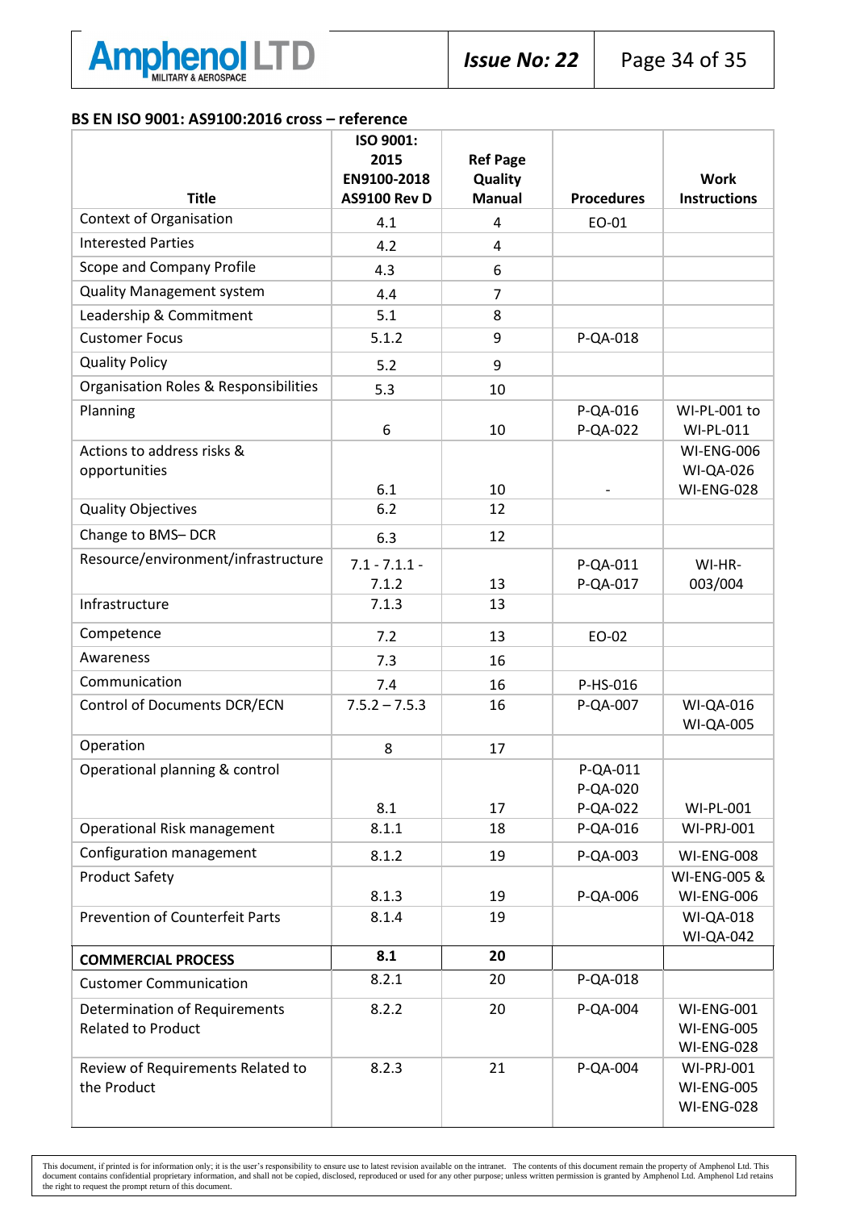**BS EN ISO 9001: AS9100:2016 cross – reference**

| Title | ISO 9001: 2015 EN9100-2018 AS9100 Rev D | Ref Page Quality Manual | Procedures | Work Instructions |
|---|---|---|---|---|
| Context of Organisation | 4.1 | 4 | EO-01 | |
| Interested Parties | 4.2 | 4 | | |
| Scope and Company Profile | 4.3 | 6 | | |
| Quality Management system | 4.4 | 7 | | |
| Leadership & Commitment | 5.1 | 8 | | |
| Customer Focus | 5.1.2 | 9 | P-QA-018 | |
| Quality Policy | 5.2 | 9 | | |
| Organisation Roles & Responsibilities | 5.3 | 10 | | |
| Planning | 6 | 10 | P-QA-016 P-QA-022 | WI-PL-001 to WI-PL-011 |
| Actions to address risks & opportunities | 6.1 | 10 | - | WI-ENG-006 WI-QA-026 WI-ENG-028 |
| Quality Objectives | 6.2 | 12 | | |
| Change to BMS– DCR | 6.3 | 12 | | |
| Resource/environment/infrastructure | 7.1 - 7.1.1 - 7.1.2 | 13 | P-QA-011 P-QA-017 | WI-HR-003/004 |
| Infrastructure | 7.1.3 | 13 | | |
| Competence | 7.2 | 13 | EO-02 | |
| Awareness | 7.3 | 16 | | |
| Communication | 7.4 | 16 | P-HS-016 | |
| Control of Documents DCR/ECN | 7.5.2 – 7.5.3 | 16 | P-QA-007 | WI-QA-016 WI-QA-005 |
| Operation | 8 | 17 | | |
| Operational planning & control | 8.1 | 17 | P-QA-011 P-QA-020 P-QA-022 | WI-PL-001 |
| Operational Risk management | 8.1.1 | 18 | P-QA-016 | WI-PRJ-001 |
| Configuration management | 8.1.2 | 19 | P-QA-003 | WI-ENG-008 |
| Product Safety | 8.1.3 | 19 | P-QA-006 | WI-ENG-005 & WI-ENG-006 |
| Prevention of Counterfeit Parts | 8.1.4 | 19 | | WI-QA-018 WI-QA-042 |
| **COMMERCIAL PROCESS** | **8.1** | **20** | | |
| Customer Communication | 8.2.1 | 20 | P-QA-018 | |
| Determination of Requirements Related to Product | 8.2.2 | 20 | P-QA-004 | WI-ENG-001 WI-ENG-005 WI-ENG-028 |
| Review of Requirements Related to the Product | 8.2.3 | 21 | P-QA-004 | WI-PRJ-001 WI-ENG-005 WI-ENG-028 |

This document, if printed is for information only; it is the user's responsibility to ensure use to latest revision available on the intranet. The contents of this document remain the property of Amphenol Ltd. This document contains confidential proprietary information, and shall not be copied, disclosed, reproduced or used for any other purpose; unless written permission is granted by Amphenol Ltd. Amphenol Ltd retains the right to request the prompt return of this document.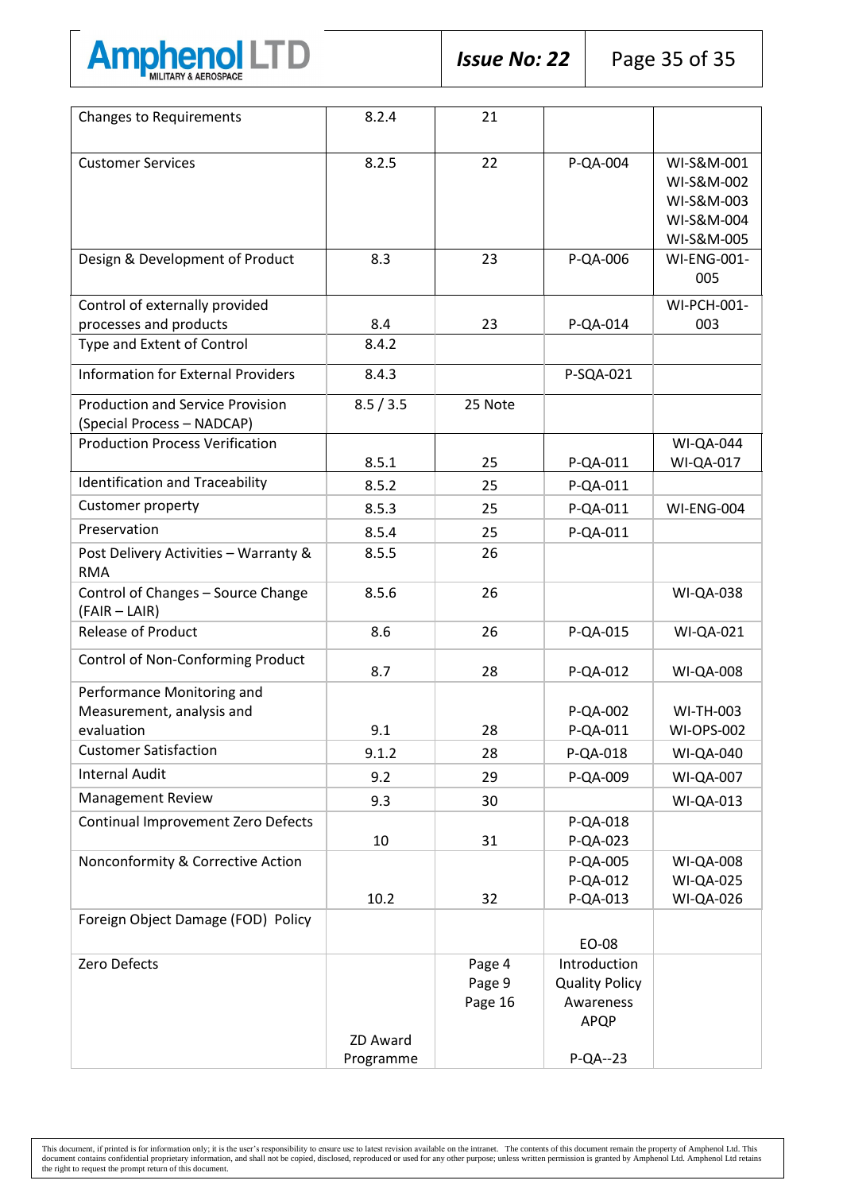| | | | | |
|---|---|---|---|---|
| Changes to Requirements | 8.2.4 | 21 | | |
| Customer Services | 8.2.5 | 22 | P-QA-004 | WI-S&M-001<br>WI-S&M-002<br>WI-S&M-003<br>WI-S&M-004<br>WI-S&M-005 |
| Design & Development of Product | 8.3 | 23 | P-QA-006 | WI-ENG-001-005 |
| Control of externally provided processes and products | 8.4 | 23 | P-QA-014 | WI-PCH-001-003 |
| Type and Extent of Control | 8.4.2 | | | |
| Information for External Providers | 8.4.3 | | P-SQA-021 | |
| Production and Service Provision (Special Process – NADCAP) | 8.5 / 3.5 | 25 Note | | |
| Production Process Verification | 8.5.1 | 25 | P-QA-011 | WI-QA-044<br>WI-QA-017 |
| Identification and Traceability | 8.5.2 | 25 | P-QA-011 | |
| Customer property | 8.5.3 | 25 | P-QA-011 | WI-ENG-004 |
| Preservation | 8.5.4 | 25 | P-QA-011 | |
| Post Delivery Activities – Warranty & RMA | 8.5.5 | 26 | | |
| Control of Changes – Source Change (FAIR – LAIR) | 8.5.6 | 26 | | WI-QA-038 |
| Release of Product | 8.6 | 26 | P-QA-015 | WI-QA-021 |
| Control of Non-Conforming Product | 8.7 | 28 | P-QA-012 | WI-QA-008 |
| Performance Monitoring and Measurement, analysis and evaluation | 9.1 | 28 | P-QA-002<br>P-QA-011 | WI-TH-003<br>WI-OPS-002 |
| Customer Satisfaction | 9.1.2 | 28 | P-QA-018 | WI-QA-040 |
| Internal Audit | 9.2 | 29 | P-QA-009 | WI-QA-007 |
| Management Review | 9.3 | 30 | | WI-QA-013 |
| Continual Improvement Zero Defects | 10 | 31 | P-QA-018<br>P-QA-023 | |
| Nonconformity & Corrective Action | 10.2 | 32 | P-QA-005<br>P-QA-012<br>P-QA-013 | WI-QA-008<br>WI-QA-025<br>WI-QA-026 |
| Foreign Object Damage (FOD) Policy | | | EO-08 | |
| Zero Defects | ZD Award Programme | Page 4<br>Page 9<br>Page 16 | Introduction<br>Quality Policy<br>Awareness<br>APQP<br><br>P-QA--23 | |